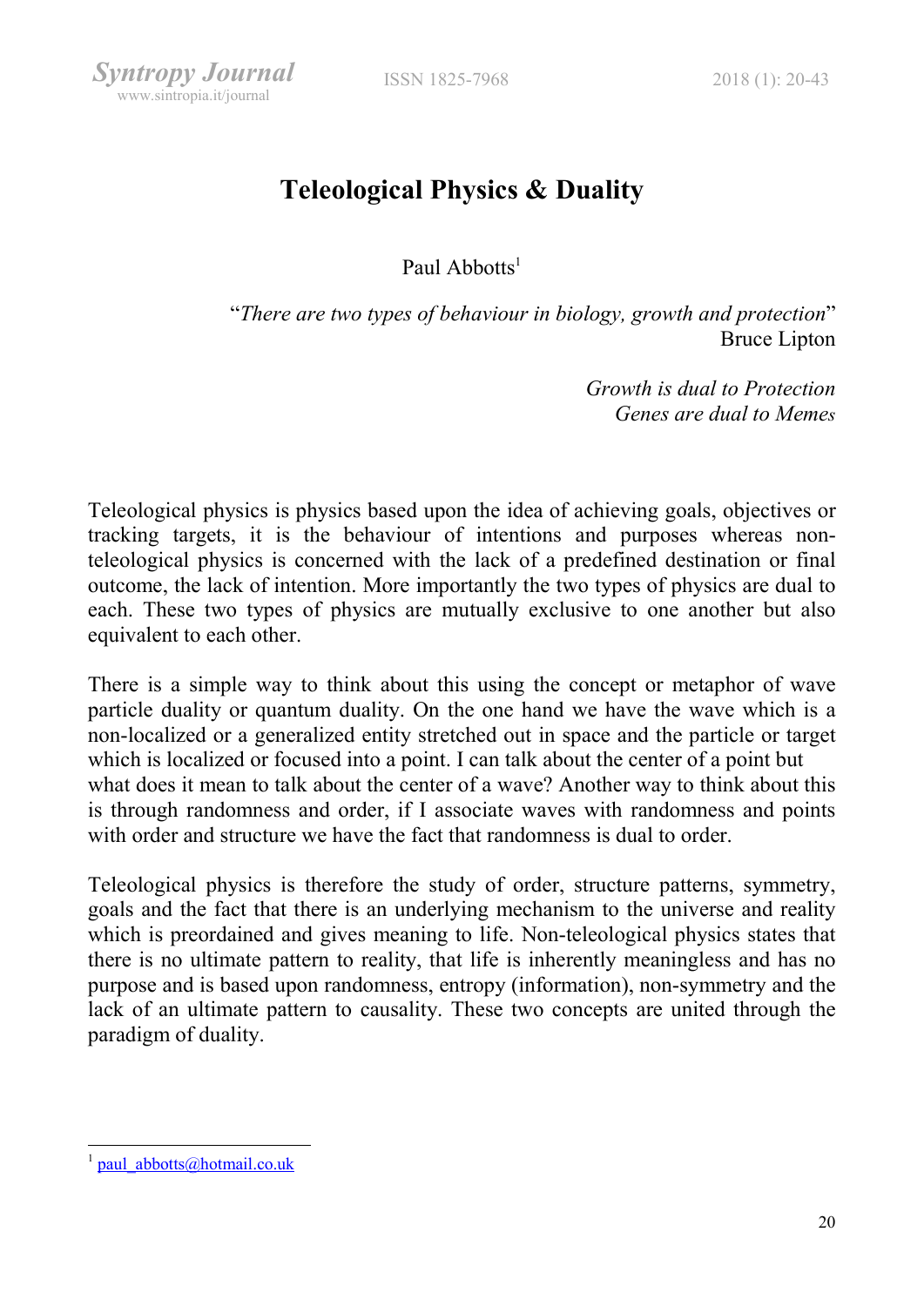# Teleological Physics & Duality

Paul Abbotts[1]

> "*There are two types of behaviour in biology, growth and protection*"
> Bruce Lipton

> *Growth is dual to Protection*
> *Genes are dual to Memes*

Teleological physics is physics based upon the idea of achieving goals, objectives or tracking targets, it is the behaviour of intentions and purposes whereas non-teleological physics is concerned with the lack of a predefined destination or final outcome, the lack of intention. More importantly the two types of physics are dual to each. These two types of physics are mutually exclusive to one another but also equivalent to each other.

There is a simple way to think about this using the concept or metaphor of wave particle duality or quantum duality. On the one hand we have the wave which is a non-localized or a generalized entity stretched out in space and the particle or target which is localized or focused into a point. I can talk about the center of a point but what does it mean to talk about the center of a wave? Another way to think about this is through randomness and order, if I associate waves with randomness and points with order and structure we have the fact that randomness is dual to order.

Teleological physics is therefore the study of order, structure patterns, symmetry, goals and the fact that there is an underlying mechanism to the universe and reality which is preordained and gives meaning to life. Non-teleological physics states that there is no ultimate pattern to reality, that life is inherently meaningless and has no purpose and is based upon randomness, entropy (information), non-symmetry and the lack of an ultimate pattern to causality. These two concepts are united through the paradigm of duality.

---

[1] paul_abbotts@hotmail.co.uk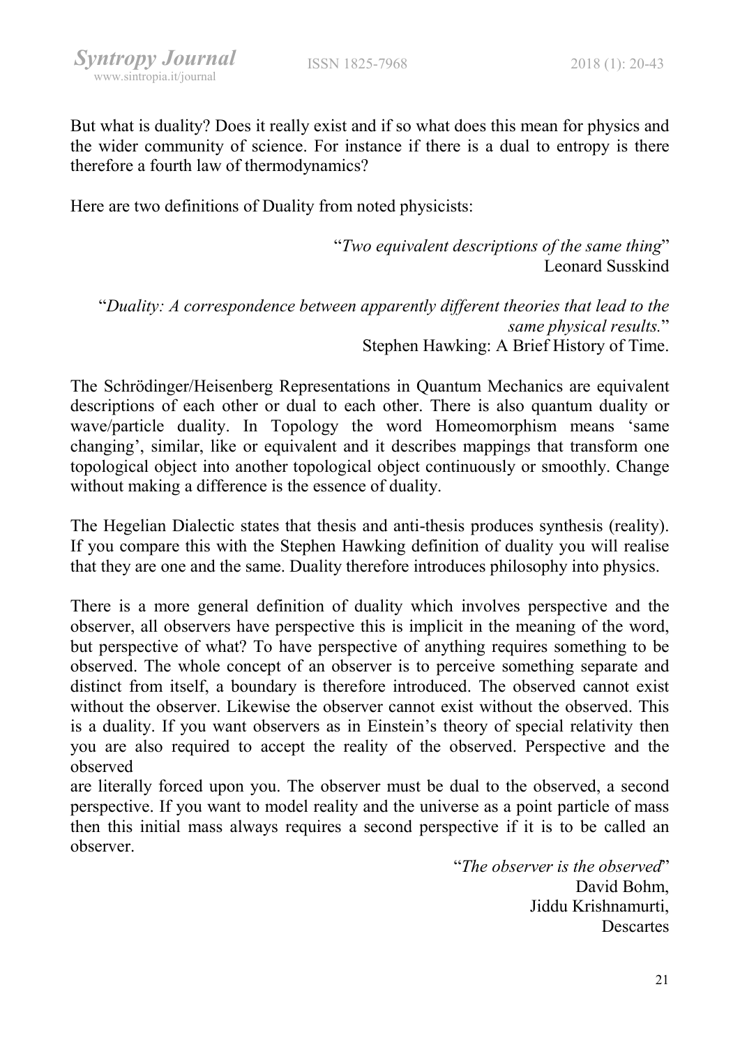But what is duality? Does it really exist and if so what does this mean for physics and the wider community of science. For instance if there is a dual to entropy is there therefore a fourth law of thermodynamics?

Here are two definitions of Duality from noted physicists:

> "*Two equivalent descriptions of the same thing*"
> Leonard Susskind

> "*Duality: A correspondence between apparently different theories that lead to the same physical results.*"
> Stephen Hawking: A Brief History of Time.

The Schrödinger/Heisenberg Representations in Quantum Mechanics are equivalent descriptions of each other or dual to each other. There is also quantum duality or wave/particle duality. In Topology the word Homeomorphism means 'same changing', similar, like or equivalent and it describes mappings that transform one topological object into another topological object continuously or smoothly. Change without making a difference is the essence of duality.

The Hegelian Dialectic states that thesis and anti-thesis produces synthesis (reality). If you compare this with the Stephen Hawking definition of duality you will realise that they are one and the same. Duality therefore introduces philosophy into physics.

There is a more general definition of duality which involves perspective and the observer, all observers have perspective this is implicit in the meaning of the word, but perspective of what? To have perspective of anything requires something to be observed. The whole concept of an observer is to perceive something separate and distinct from itself, a boundary is therefore introduced. The observed cannot exist without the observer. Likewise the observer cannot exist without the observed. This is a duality. If you want observers as in Einstein's theory of special relativity then you are also required to accept the reality of the observed. Perspective and the observed are literally forced upon you. The observer must be dual to the observed, a second perspective. If you want to model reality and the universe as a point particle of mass then this initial mass always requires a second perspective if it is to be called an observer.

> "*The observer is the observed*"
> David Bohm,
> Jiddu Krishnamurti,
> Descartes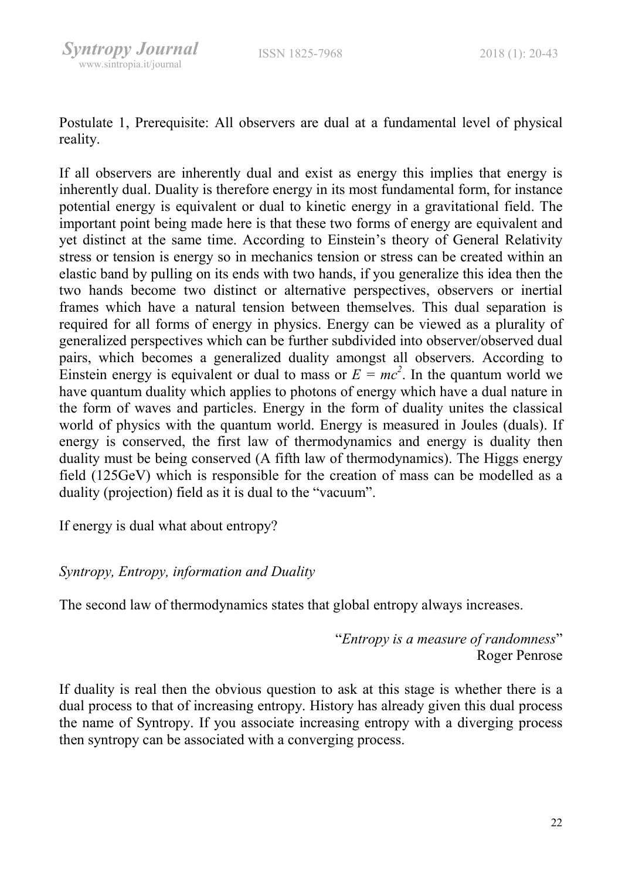Postulate 1, Prerequisite: All observers are dual at a fundamental level of physical reality.

If all observers are inherently dual and exist as energy this implies that energy is inherently dual. Duality is therefore energy in its most fundamental form, for instance potential energy is equivalent or dual to kinetic energy in a gravitational field. The important point being made here is that these two forms of energy are equivalent and yet distinct at the same time. According to Einstein's theory of General Relativity stress or tension is energy so in mechanics tension or stress can be created within an elastic band by pulling on its ends with two hands, if you generalize this idea then the two hands become two distinct or alternative perspectives, observers or inertial frames which have a natural tension between themselves. This dual separation is required for all forms of energy in physics. Energy can be viewed as a plurality of generalized perspectives which can be further subdivided into observer/observed dual pairs, which becomes a generalized duality amongst all observers. According to Einstein energy is equivalent or dual to mass or $E = mc^2$. In the quantum world we have quantum duality which applies to photons of energy which have a dual nature in the form of waves and particles. Energy in the form of duality unites the classical world of physics with the quantum world. Energy is measured in Joules (duals). If energy is conserved, the first law of thermodynamics and energy is duality then duality must be being conserved (A fifth law of thermodynamics). The Higgs energy field (125GeV) which is responsible for the creation of mass can be modelled as a duality (projection) field as it is dual to the "vacuum".

If energy is dual what about entropy?

*Syntropy, Entropy, information and Duality*

The second law of thermodynamics states that global entropy always increases.

> "*Entropy is a measure of randomness*"
> Roger Penrose

If duality is real then the obvious question to ask at this stage is whether there is a dual process to that of increasing entropy. History has already given this dual process the name of Syntropy. If you associate increasing entropy with a diverging process then syntropy can be associated with a converging process.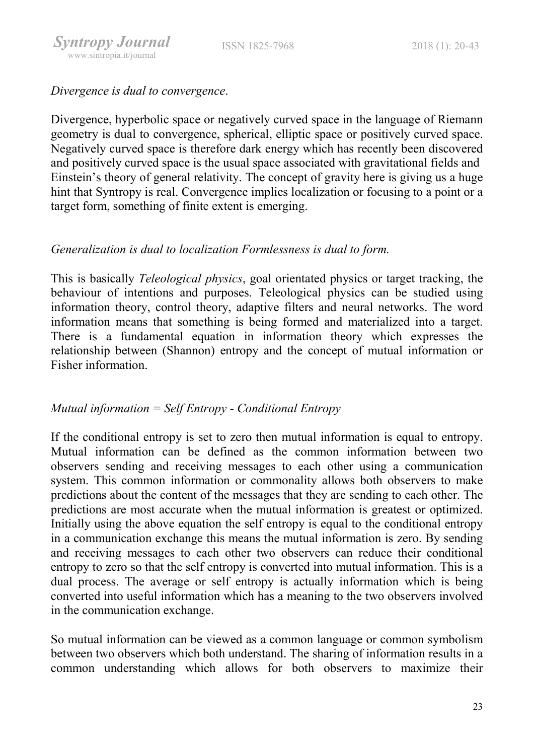*Divergence is dual to convergence*.

Divergence, hyperbolic space or negatively curved space in the language of Riemann geometry is dual to convergence, spherical, elliptic space or positively curved space. Negatively curved space is therefore dark energy which has recently been discovered and positively curved space is the usual space associated with gravitational fields and Einstein's theory of general relativity. The concept of gravity here is giving us a huge hint that Syntropy is real. Convergence implies localization or focusing to a point or a target form, something of finite extent is emerging.

*Generalization is dual to localization Formlessness is dual to form.*

This is basically *Teleological physics*, goal orientated physics or target tracking, the behaviour of intentions and purposes. Teleological physics can be studied using information theory, control theory, adaptive filters and neural networks. The word information means that something is being formed and materialized into a target. There is a fundamental equation in information theory which expresses the relationship between (Shannon) entropy and the concept of mutual information or Fisher information.

*Mutual information = Self Entropy - Conditional Entropy*

If the conditional entropy is set to zero then mutual information is equal to entropy. Mutual information can be defined as the common information between two observers sending and receiving messages to each other using a communication system. This common information or commonality allows both observers to make predictions about the content of the messages that they are sending to each other. The predictions are most accurate when the mutual information is greatest or optimized. Initially using the above equation the self entropy is equal to the conditional entropy in a communication exchange this means the mutual information is zero. By sending and receiving messages to each other two observers can reduce their conditional entropy to zero so that the self entropy is converted into mutual information. This is a dual process. The average or self entropy is actually information which is being converted into useful information which has a meaning to the two observers involved in the communication exchange.

So mutual information can be viewed as a common language or common symbolism between two observers which both understand. The sharing of information results in a common understanding which allows for both observers to maximize their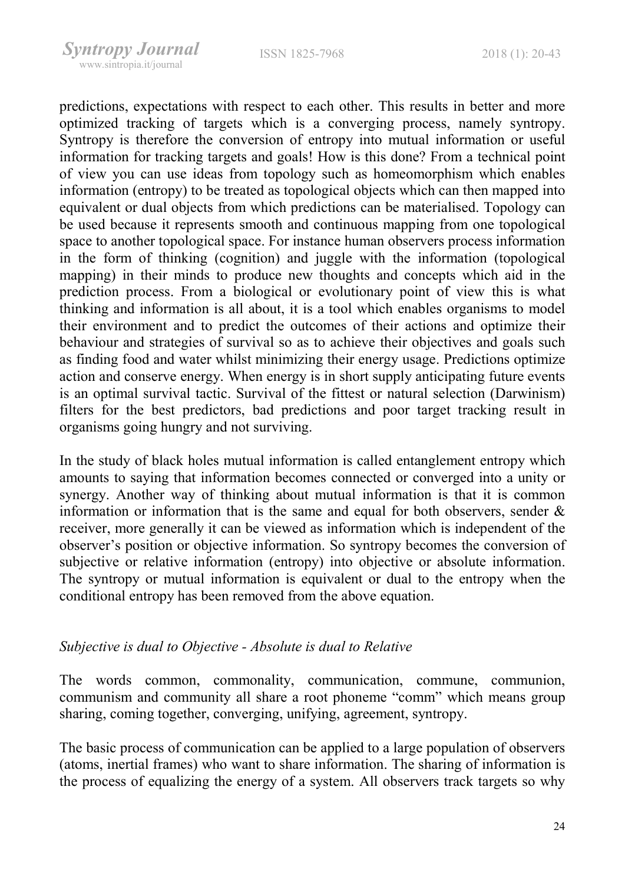predictions, expectations with respect to each other. This results in better and more optimized tracking of targets which is a converging process, namely syntropy. Syntropy is therefore the conversion of entropy into mutual information or useful information for tracking targets and goals! How is this done? From a technical point of view you can use ideas from topology such as homeomorphism which enables information (entropy) to be treated as topological objects which can then mapped into equivalent or dual objects from which predictions can be materialised. Topology can be used because it represents smooth and continuous mapping from one topological space to another topological space. For instance human observers process information in the form of thinking (cognition) and juggle with the information (topological mapping) in their minds to produce new thoughts and concepts which aid in the prediction process. From a biological or evolutionary point of view this is what thinking and information is all about, it is a tool which enables organisms to model their environment and to predict the outcomes of their actions and optimize their behaviour and strategies of survival so as to achieve their objectives and goals such as finding food and water whilst minimizing their energy usage. Predictions optimize action and conserve energy. When energy is in short supply anticipating future events is an optimal survival tactic. Survival of the fittest or natural selection (Darwinism) filters for the best predictors, bad predictions and poor target tracking result in organisms going hungry and not surviving.

In the study of black holes mutual information is called entanglement entropy which amounts to saying that information becomes connected or converged into a unity or synergy. Another way of thinking about mutual information is that it is common information or information that is the same and equal for both observers, sender & receiver, more generally it can be viewed as information which is independent of the observer's position or objective information. So syntropy becomes the conversion of subjective or relative information (entropy) into objective or absolute information. The syntropy or mutual information is equivalent or dual to the entropy when the conditional entropy has been removed from the above equation.

*Subjective is dual to Objective - Absolute is dual to Relative*

The words common, commonality, communication, commune, communion, communism and community all share a root phoneme "comm" which means group sharing, coming together, converging, unifying, agreement, syntropy.

The basic process of communication can be applied to a large population of observers (atoms, inertial frames) who want to share information. The sharing of information is the process of equalizing the energy of a system. All observers track targets so why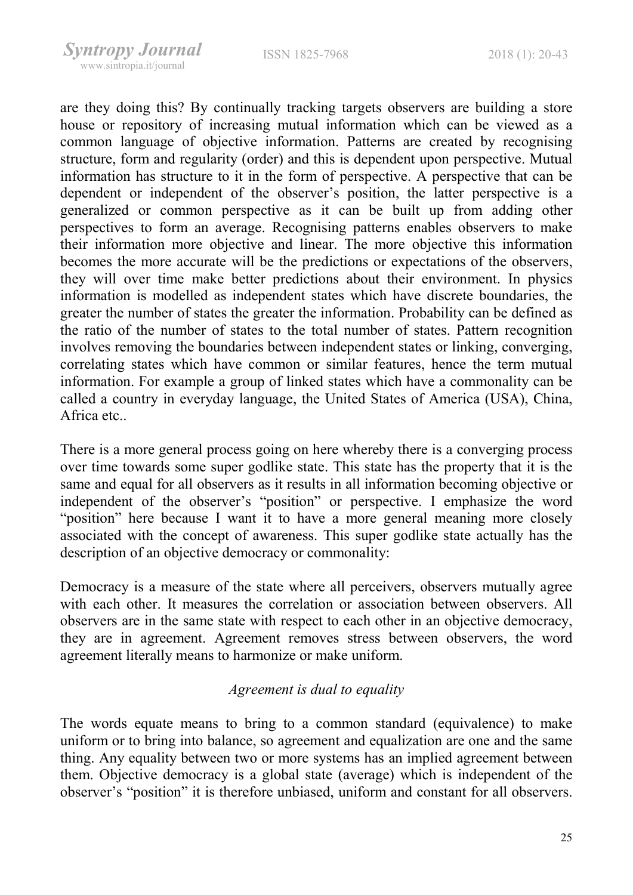are they doing this? By continually tracking targets observers are building a store house or repository of increasing mutual information which can be viewed as a common language of objective information. Patterns are created by recognising structure, form and regularity (order) and this is dependent upon perspective. Mutual information has structure to it in the form of perspective. A perspective that can be dependent or independent of the observer's position, the latter perspective is a generalized or common perspective as it can be built up from adding other perspectives to form an average. Recognising patterns enables observers to make their information more objective and linear. The more objective this information becomes the more accurate will be the predictions or expectations of the observers, they will over time make better predictions about their environment. In physics information is modelled as independent states which have discrete boundaries, the greater the number of states the greater the information. Probability can be defined as the ratio of the number of states to the total number of states. Pattern recognition involves removing the boundaries between independent states or linking, converging, correlating states which have common or similar features, hence the term mutual information. For example a group of linked states which have a commonality can be called a country in everyday language, the United States of America (USA), China, Africa etc..

There is a more general process going on here whereby there is a converging process over time towards some super godlike state. This state has the property that it is the same and equal for all observers as it results in all information becoming objective or independent of the observer's "position" or perspective. I emphasize the word "position" here because I want it to have a more general meaning more closely associated with the concept of awareness. This super godlike state actually has the description of an objective democracy or commonality:

Democracy is a measure of the state where all perceivers, observers mutually agree with each other. It measures the correlation or association between observers. All observers are in the same state with respect to each other in an objective democracy, they are in agreement. Agreement removes stress between observers, the word agreement literally means to harmonize or make uniform.

*Agreement is dual to equality*

The words equate means to bring to a common standard (equivalence) to make uniform or to bring into balance, so agreement and equalization are one and the same thing. Any equality between two or more systems has an implied agreement between them. Objective democracy is a global state (average) which is independent of the observer's "position" it is therefore unbiased, uniform and constant for all observers.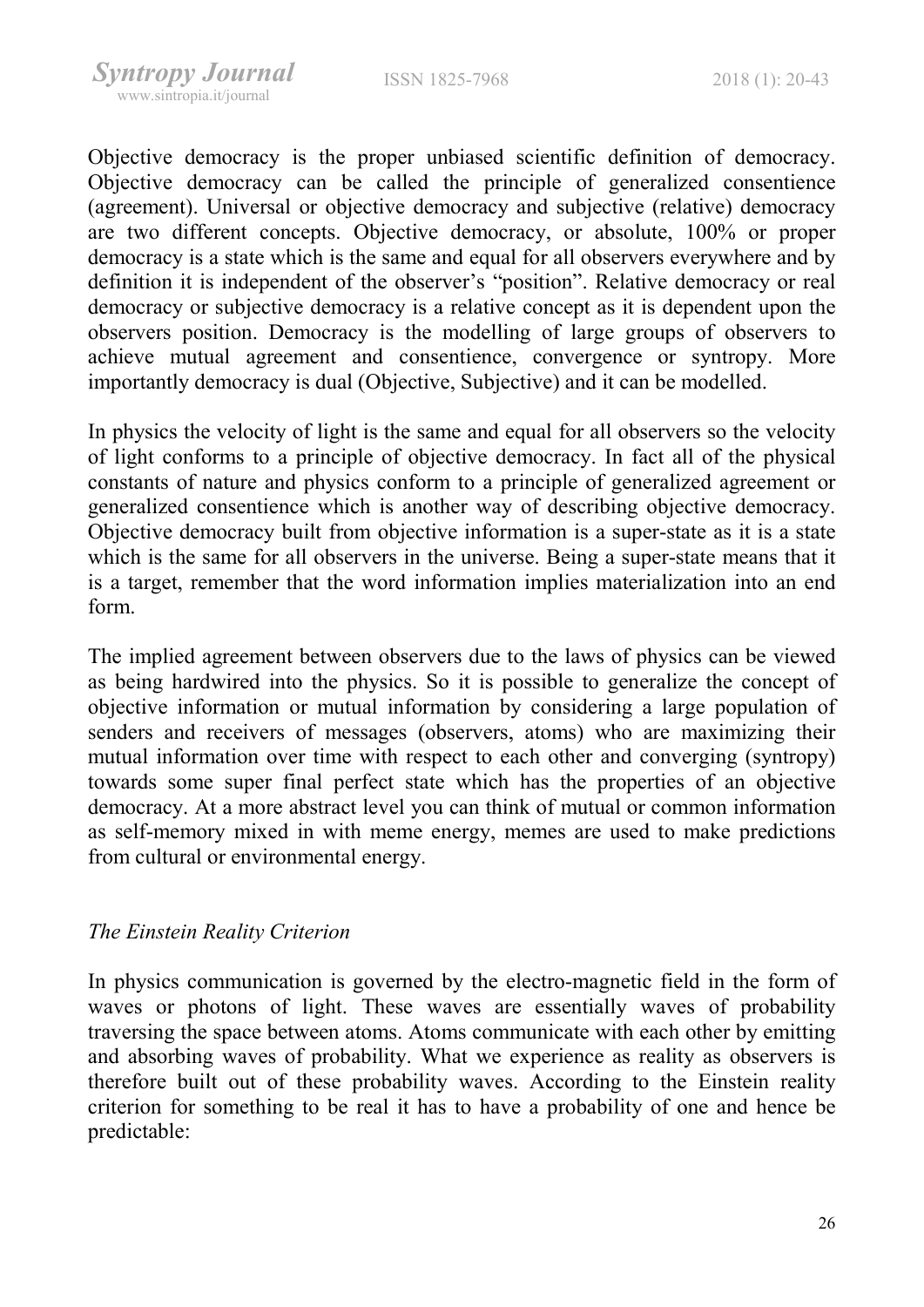Objective democracy is the proper unbiased scientific definition of democracy. Objective democracy can be called the principle of generalized consentience (agreement). Universal or objective democracy and subjective (relative) democracy are two different concepts. Objective democracy, or absolute, 100% or proper democracy is a state which is the same and equal for all observers everywhere and by definition it is independent of the observer's "position". Relative democracy or real democracy or subjective democracy is a relative concept as it is dependent upon the observers position. Democracy is the modelling of large groups of observers to achieve mutual agreement and consentience, convergence or syntropy. More importantly democracy is dual (Objective, Subjective) and it can be modelled.

In physics the velocity of light is the same and equal for all observers so the velocity of light conforms to a principle of objective democracy. In fact all of the physical constants of nature and physics conform to a principle of generalized agreement or generalized consentience which is another way of describing objective democracy. Objective democracy built from objective information is a super-state as it is a state which is the same for all observers in the universe. Being a super-state means that it is a target, remember that the word information implies materialization into an end form.

The implied agreement between observers due to the laws of physics can be viewed as being hardwired into the physics. So it is possible to generalize the concept of objective information or mutual information by considering a large population of senders and receivers of messages (observers, atoms) who are maximizing their mutual information over time with respect to each other and converging (syntropy) towards some super final perfect state which has the properties of an objective democracy. At a more abstract level you can think of mutual or common information as self-memory mixed in with meme energy, memes are used to make predictions from cultural or environmental energy.

*The Einstein Reality Criterion*

In physics communication is governed by the electro-magnetic field in the form of waves or photons of light. These waves are essentially waves of probability traversing the space between atoms. Atoms communicate with each other by emitting and absorbing waves of probability. What we experience as reality as observers is therefore built out of these probability waves. According to the Einstein reality criterion for something to be real it has to have a probability of one and hence be predictable: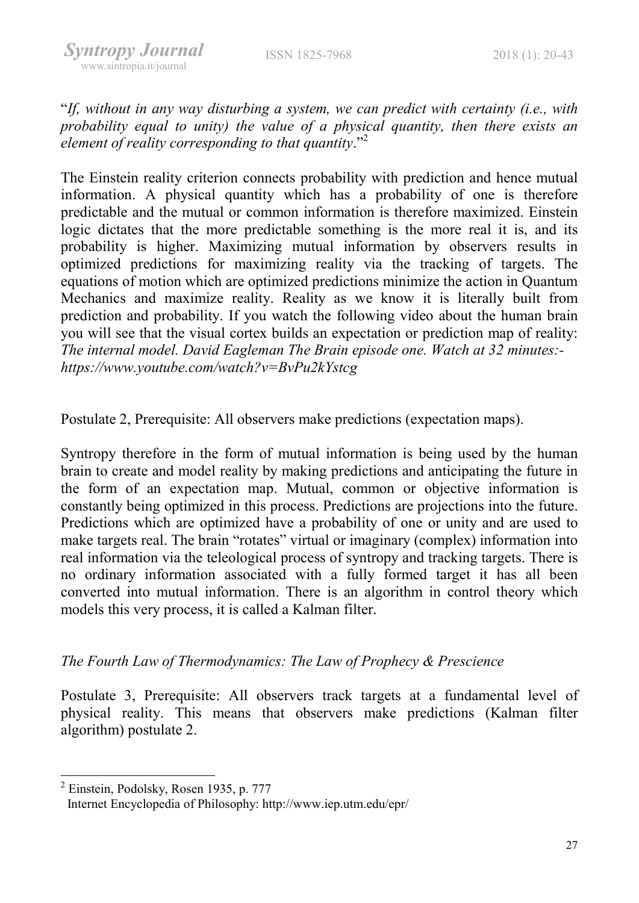"*If, without in any way disturbing a system, we can predict with certainty (i.e., with probability equal to unity) the value of a physical quantity, then there exists an element of reality corresponding to that quantity*."[2]

The Einstein reality criterion connects probability with prediction and hence mutual information. A physical quantity which has a probability of one is therefore predictable and the mutual or common information is therefore maximized. Einstein logic dictates that the more predictable something is the more real it is, and its probability is higher. Maximizing mutual information by observers results in optimized predictions for maximizing reality via the tracking of targets. The equations of motion which are optimized predictions minimize the action in Quantum Mechanics and maximize reality. Reality as we know it is literally built from prediction and probability. If you watch the following video about the human brain you will see that the visual cortex builds an expectation or prediction map of reality: *The internal model. David Eagleman The Brain episode one. Watch at 32 minutes:- https://www.youtube.com/watch?v=BvPu2kYstcg*

Postulate 2, Prerequisite: All observers make predictions (expectation maps).

Syntropy therefore in the form of mutual information is being used by the human brain to create and model reality by making predictions and anticipating the future in the form of an expectation map. Mutual, common or objective information is constantly being optimized in this process. Predictions are projections into the future. Predictions which are optimized have a probability of one or unity and are used to make targets real. The brain "rotates" virtual or imaginary (complex) information into real information via the teleological process of syntropy and tracking targets. There is no ordinary information associated with a fully formed target it has all been converted into mutual information. There is an algorithm in control theory which models this very process, it is called a Kalman filter.

*The Fourth Law of Thermodynamics: The Law of Prophecy & Prescience*

Postulate 3, Prerequisite: All observers track targets at a fundamental level of physical reality. This means that observers make predictions (Kalman filter algorithm) postulate 2.

---

[2] Einstein, Podolsky, Rosen 1935, p. 777
Internet Encyclopedia of Philosophy: http://www.iep.utm.edu/epr/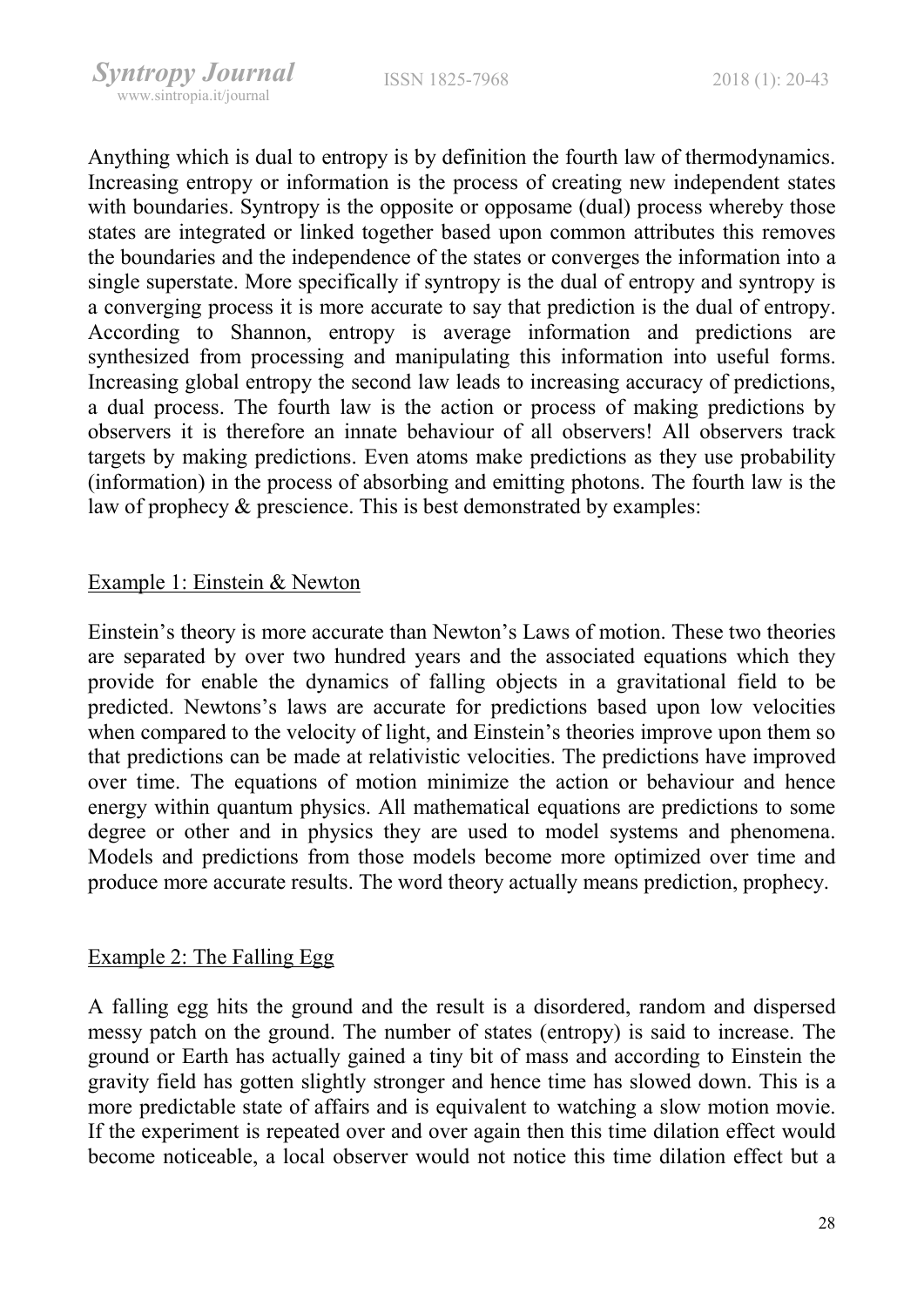Anything which is dual to entropy is by definition the fourth law of thermodynamics. Increasing entropy or information is the process of creating new independent states with boundaries. Syntropy is the opposite or opposame (dual) process whereby those states are integrated or linked together based upon common attributes this removes the boundaries and the independence of the states or converges the information into a single superstate. More specifically if syntropy is the dual of entropy and syntropy is a converging process it is more accurate to say that prediction is the dual of entropy. According to Shannon, entropy is average information and predictions are synthesized from processing and manipulating this information into useful forms. Increasing global entropy the second law leads to increasing accuracy of predictions, a dual process. The fourth law is the action or process of making predictions by observers it is therefore an innate behaviour of all observers! All observers track targets by making predictions. Even atoms make predictions as they use probability (information) in the process of absorbing and emitting photons. The fourth law is the law of prophecy & prescience. This is best demonstrated by examples:

Example 1: Einstein & Newton

Einstein's theory is more accurate than Newton's Laws of motion. These two theories are separated by over two hundred years and the associated equations which they provide for enable the dynamics of falling objects in a gravitational field to be predicted. Newtons's laws are accurate for predictions based upon low velocities when compared to the velocity of light, and Einstein's theories improve upon them so that predictions can be made at relativistic velocities. The predictions have improved over time. The equations of motion minimize the action or behaviour and hence energy within quantum physics. All mathematical equations are predictions to some degree or other and in physics they are used to model systems and phenomena. Models and predictions from those models become more optimized over time and produce more accurate results. The word theory actually means prediction, prophecy.

Example 2: The Falling Egg

A falling egg hits the ground and the result is a disordered, random and dispersed messy patch on the ground. The number of states (entropy) is said to increase. The ground or Earth has actually gained a tiny bit of mass and according to Einstein the gravity field has gotten slightly stronger and hence time has slowed down. This is a more predictable state of affairs and is equivalent to watching a slow motion movie. If the experiment is repeated over and over again then this time dilation effect would become noticeable, a local observer would not notice this time dilation effect but a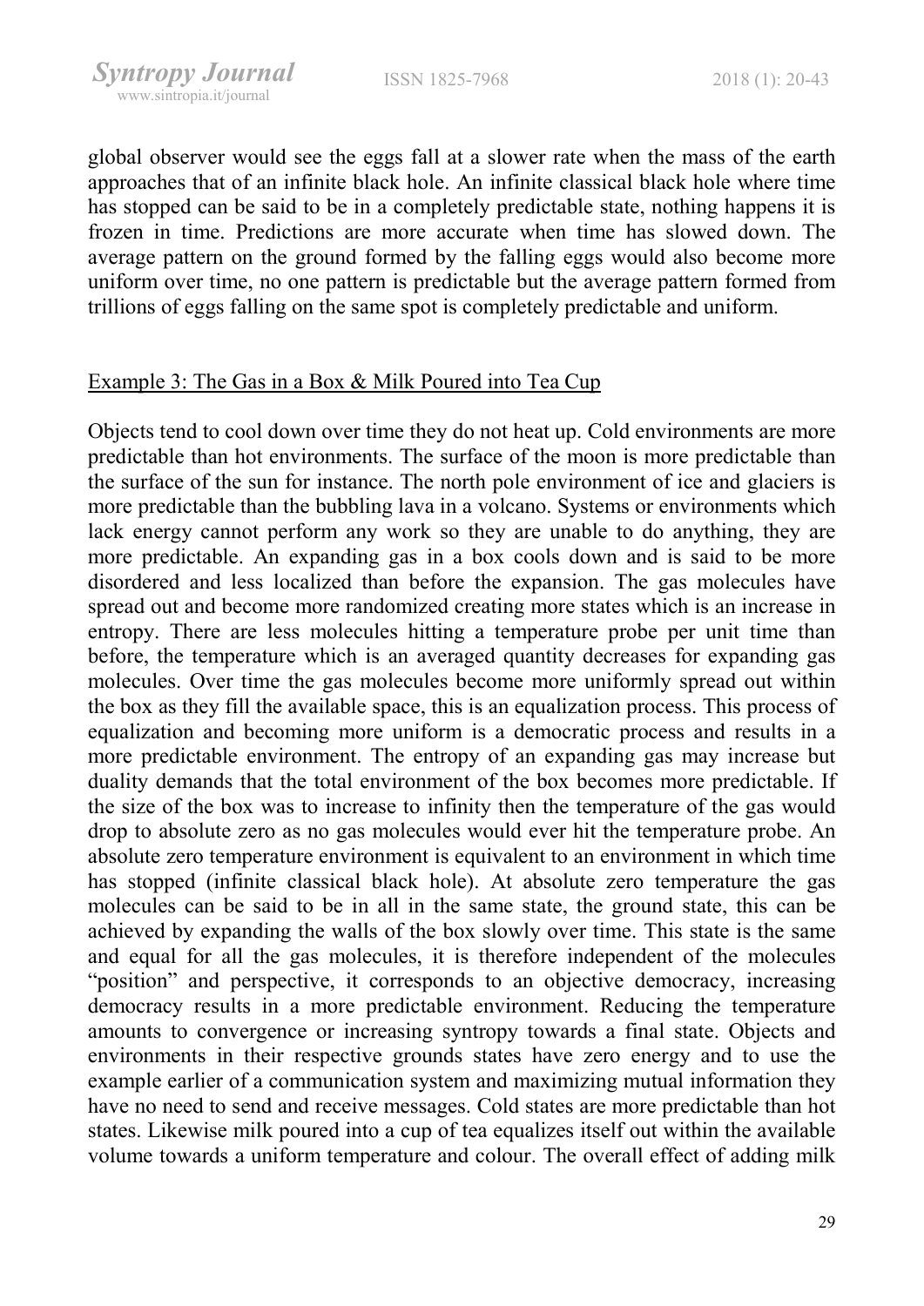global observer would see the eggs fall at a slower rate when the mass of the earth approaches that of an infinite black hole. An infinite classical black hole where time has stopped can be said to be in a completely predictable state, nothing happens it is frozen in time. Predictions are more accurate when time has slowed down. The average pattern on the ground formed by the falling eggs would also become more uniform over time, no one pattern is predictable but the average pattern formed from trillions of eggs falling on the same spot is completely predictable and uniform.

### Example 3: The Gas in a Box & Milk Poured into Tea Cup

Objects tend to cool down over time they do not heat up. Cold environments are more predictable than hot environments. The surface of the moon is more predictable than the surface of the sun for instance. The north pole environment of ice and glaciers is more predictable than the bubbling lava in a volcano. Systems or environments which lack energy cannot perform any work so they are unable to do anything, they are more predictable. An expanding gas in a box cools down and is said to be more disordered and less localized than before the expansion. The gas molecules have spread out and become more randomized creating more states which is an increase in entropy. There are less molecules hitting a temperature probe per unit time than before, the temperature which is an averaged quantity decreases for expanding gas molecules. Over time the gas molecules become more uniformly spread out within the box as they fill the available space, this is an equalization process. This process of equalization and becoming more uniform is a democratic process and results in a more predictable environment. The entropy of an expanding gas may increase but duality demands that the total environment of the box becomes more predictable. If the size of the box was to increase to infinity then the temperature of the gas would drop to absolute zero as no gas molecules would ever hit the temperature probe. An absolute zero temperature environment is equivalent to an environment in which time has stopped (infinite classical black hole). At absolute zero temperature the gas molecules can be said to be in all in the same state, the ground state, this can be achieved by expanding the walls of the box slowly over time. This state is the same and equal for all the gas molecules, it is therefore independent of the molecules "position" and perspective, it corresponds to an objective democracy, increasing democracy results in a more predictable environment. Reducing the temperature amounts to convergence or increasing syntropy towards a final state. Objects and environments in their respective grounds states have zero energy and to use the example earlier of a communication system and maximizing mutual information they have no need to send and receive messages. Cold states are more predictable than hot states. Likewise milk poured into a cup of tea equalizes itself out within the available volume towards a uniform temperature and colour. The overall effect of adding milk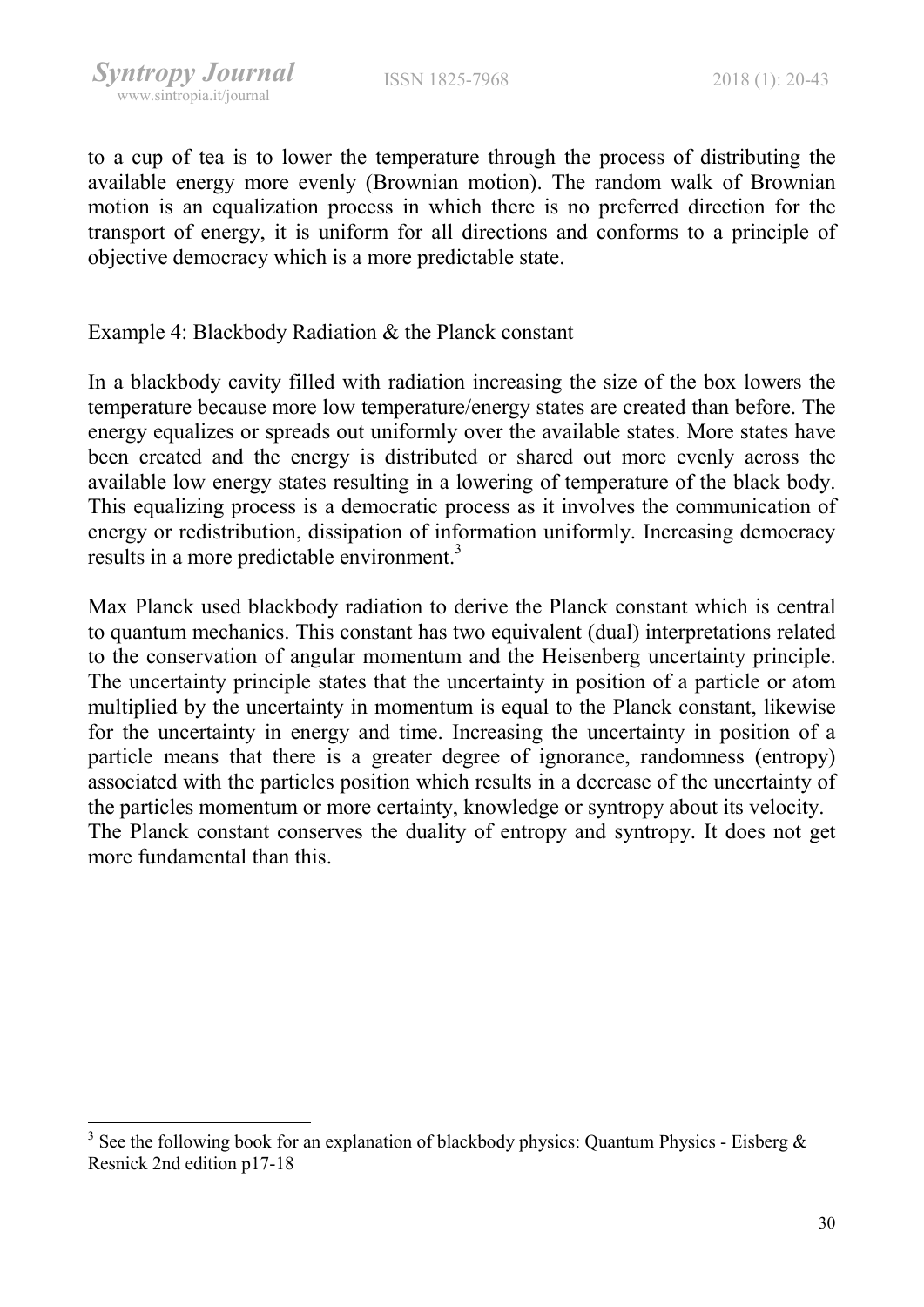to a cup of tea is to lower the temperature through the process of distributing the available energy more evenly (Brownian motion). The random walk of Brownian motion is an equalization process in which there is no preferred direction for the transport of energy, it is uniform for all directions and conforms to a principle of objective democracy which is a more predictable state.

## Example 4: Blackbody Radiation & the Planck constant

In a blackbody cavity filled with radiation increasing the size of the box lowers the temperature because more low temperature/energy states are created than before. The energy equalizes or spreads out uniformly over the available states. More states have been created and the energy is distributed or shared out more evenly across the available low energy states resulting in a lowering of temperature of the black body. This equalizing process is a democratic process as it involves the communication of energy or redistribution, dissipation of information uniformly. Increasing democracy results in a more predictable environment.[3]

Max Planck used blackbody radiation to derive the Planck constant which is central to quantum mechanics. This constant has two equivalent (dual) interpretations related to the conservation of angular momentum and the Heisenberg uncertainty principle. The uncertainty principle states that the uncertainty in position of a particle or atom multiplied by the uncertainty in momentum is equal to the Planck constant, likewise for the uncertainty in energy and time. Increasing the uncertainty in position of a particle means that there is a greater degree of ignorance, randomness (entropy) associated with the particles position which results in a decrease of the uncertainty of the particles momentum or more certainty, knowledge or syntropy about its velocity.
The Planck constant conserves the duality of entropy and syntropy. It does not get more fundamental than this.

---

[3] See the following book for an explanation of blackbody physics: Quantum Physics - Eisberg & Resnick 2nd edition p17-18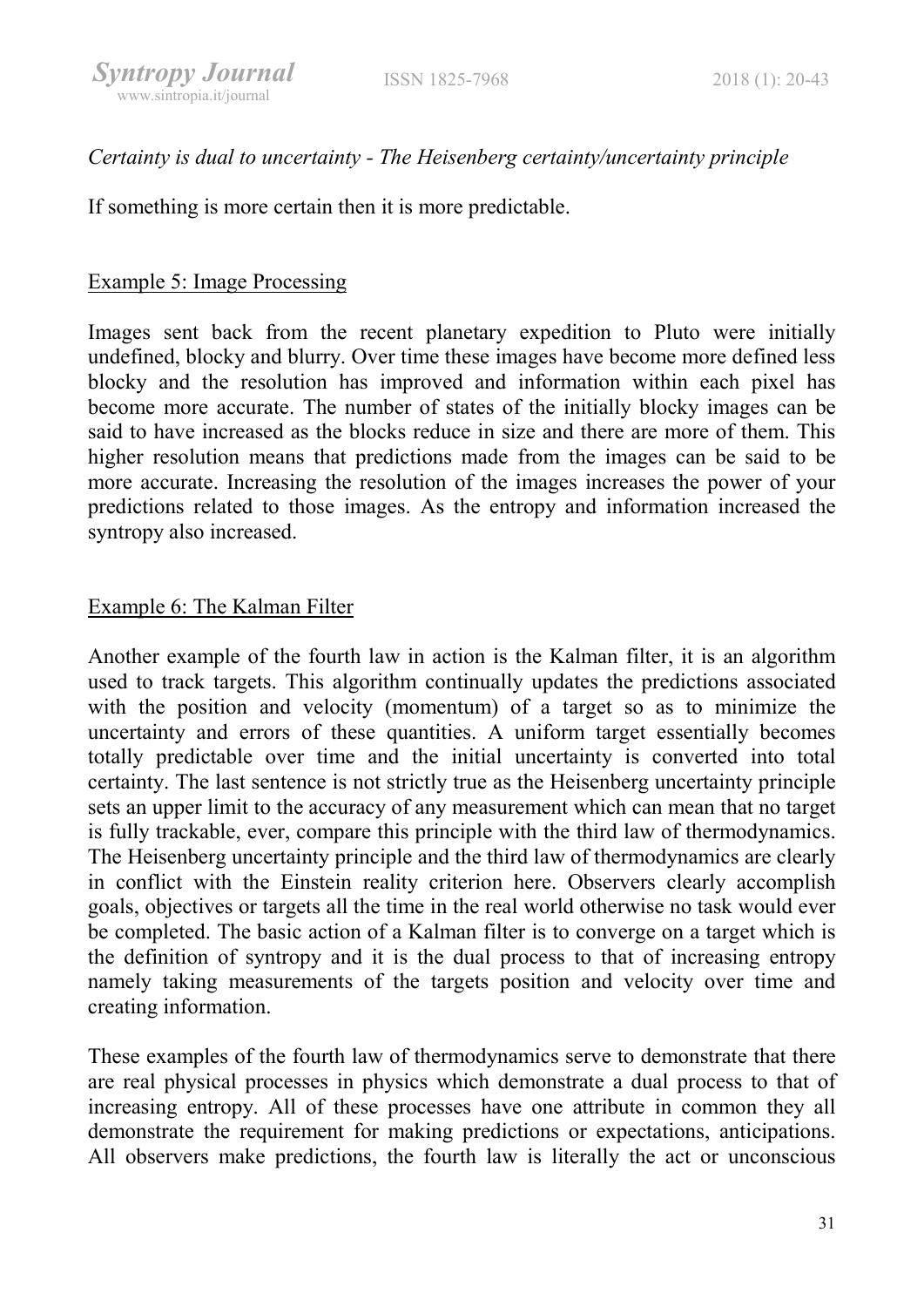*Certainty is dual to uncertainty - The Heisenberg certainty/uncertainty principle*

If something is more certain then it is more predictable.

<u>Example 5: Image Processing</u>

Images sent back from the recent planetary expedition to Pluto were initially undefined, blocky and blurry. Over time these images have become more defined less blocky and the resolution has improved and information within each pixel has become more accurate. The number of states of the initially blocky images can be said to have increased as the blocks reduce in size and there are more of them. This higher resolution means that predictions made from the images can be said to be more accurate. Increasing the resolution of the images increases the power of your predictions related to those images. As the entropy and information increased the syntropy also increased.

<u>Example 6: The Kalman Filter</u>

Another example of the fourth law in action is the Kalman filter, it is an algorithm used to track targets. This algorithm continually updates the predictions associated with the position and velocity (momentum) of a target so as to minimize the uncertainty and errors of these quantities. A uniform target essentially becomes totally predictable over time and the initial uncertainty is converted into total certainty. The last sentence is not strictly true as the Heisenberg uncertainty principle sets an upper limit to the accuracy of any measurement which can mean that no target is fully trackable, ever, compare this principle with the third law of thermodynamics. The Heisenberg uncertainty principle and the third law of thermodynamics are clearly in conflict with the Einstein reality criterion here. Observers clearly accomplish goals, objectives or targets all the time in the real world otherwise no task would ever be completed. The basic action of a Kalman filter is to converge on a target which is the definition of syntropy and it is the dual process to that of increasing entropy namely taking measurements of the targets position and velocity over time and creating information.

These examples of the fourth law of thermodynamics serve to demonstrate that there are real physical processes in physics which demonstrate a dual process to that of increasing entropy. All of these processes have one attribute in common they all demonstrate the requirement for making predictions or expectations, anticipations. All observers make predictions, the fourth law is literally the act or unconscious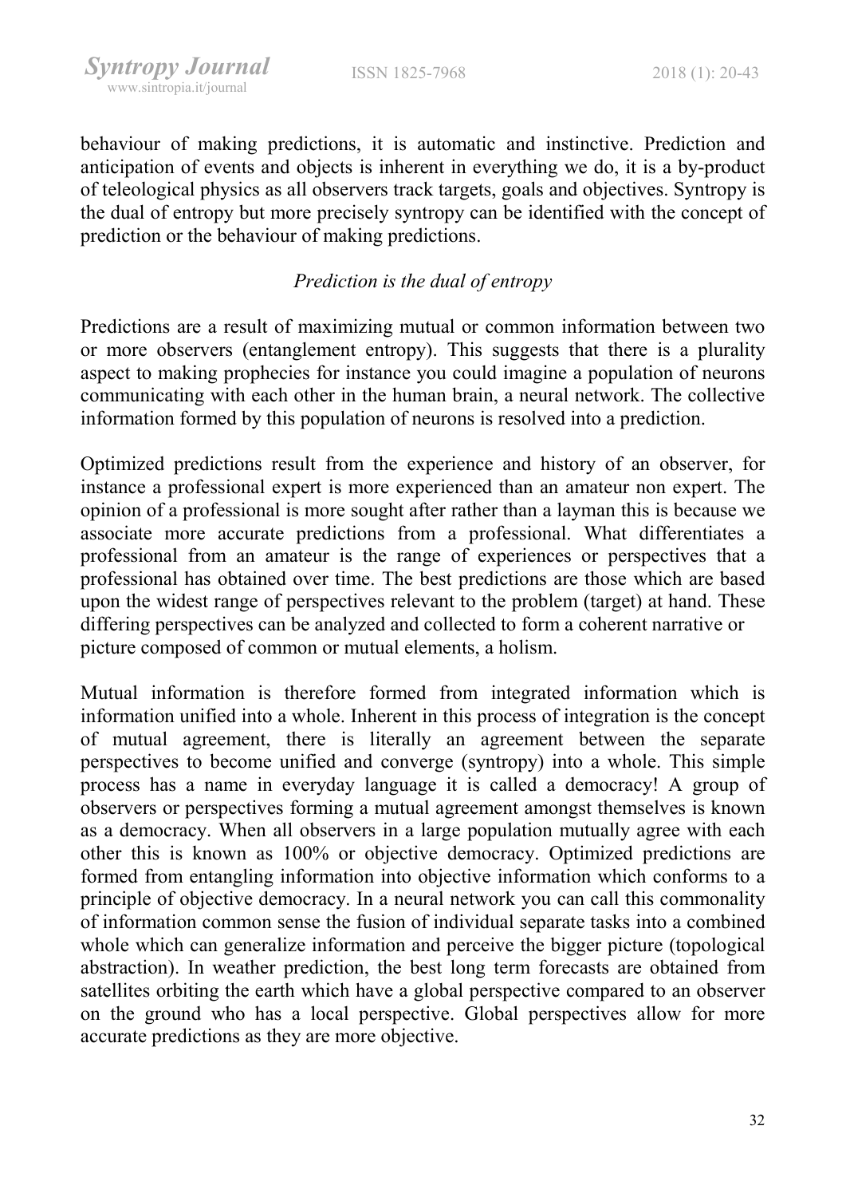behaviour of making predictions, it is automatic and instinctive. Prediction and anticipation of events and objects is inherent in everything we do, it is a by-product of teleological physics as all observers track targets, goals and objectives. Syntropy is the dual of entropy but more precisely syntropy can be identified with the concept of prediction or the behaviour of making predictions.

*Prediction is the dual of entropy*

Predictions are a result of maximizing mutual or common information between two or more observers (entanglement entropy). This suggests that there is a plurality aspect to making prophecies for instance you could imagine a population of neurons communicating with each other in the human brain, a neural network. The collective information formed by this population of neurons is resolved into a prediction.

Optimized predictions result from the experience and history of an observer, for instance a professional expert is more experienced than an amateur non expert. The opinion of a professional is more sought after rather than a layman this is because we associate more accurate predictions from a professional. What differentiates a professional from an amateur is the range of experiences or perspectives that a professional has obtained over time. The best predictions are those which are based upon the widest range of perspectives relevant to the problem (target) at hand. These differing perspectives can be analyzed and collected to form a coherent narrative or picture composed of common or mutual elements, a holism.

Mutual information is therefore formed from integrated information which is information unified into a whole. Inherent in this process of integration is the concept of mutual agreement, there is literally an agreement between the separate perspectives to become unified and converge (syntropy) into a whole. This simple process has a name in everyday language it is called a democracy! A group of observers or perspectives forming a mutual agreement amongst themselves is known as a democracy. When all observers in a large population mutually agree with each other this is known as 100% or objective democracy. Optimized predictions are formed from entangling information into objective information which conforms to a principle of objective democracy. In a neural network you can call this commonality of information common sense the fusion of individual separate tasks into a combined whole which can generalize information and perceive the bigger picture (topological abstraction). In weather prediction, the best long term forecasts are obtained from satellites orbiting the earth which have a global perspective compared to an observer on the ground who has a local perspective. Global perspectives allow for more accurate predictions as they are more objective.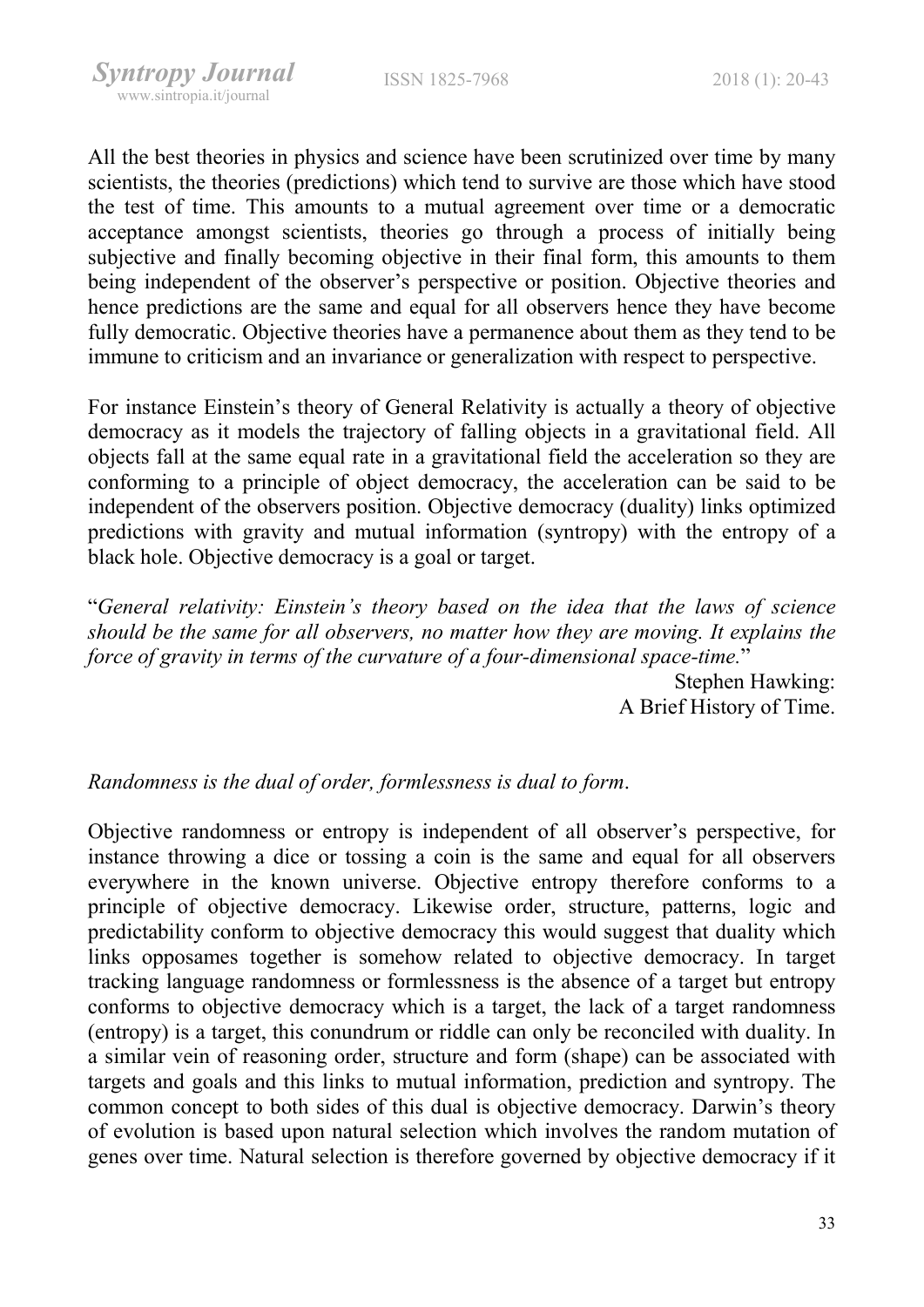All the best theories in physics and science have been scrutinized over time by many scientists, the theories (predictions) which tend to survive are those which have stood the test of time. This amounts to a mutual agreement over time or a democratic acceptance amongst scientists, theories go through a process of initially being subjective and finally becoming objective in their final form, this amounts to them being independent of the observer's perspective or position. Objective theories and hence predictions are the same and equal for all observers hence they have become fully democratic. Objective theories have a permanence about them as they tend to be immune to criticism and an invariance or generalization with respect to perspective.

For instance Einstein's theory of General Relativity is actually a theory of objective democracy as it models the trajectory of falling objects in a gravitational field. All objects fall at the same equal rate in a gravitational field the acceleration so they are conforming to a principle of object democracy, the acceleration can be said to be independent of the observers position. Objective democracy (duality) links optimized predictions with gravity and mutual information (syntropy) with the entropy of a black hole. Objective democracy is a goal or target.

"*General relativity: Einstein's theory based on the idea that the laws of science should be the same for all observers, no matter how they are moving. It explains the force of gravity in terms of the curvature of a four-dimensional space-time.*"

Stephen Hawking:
A Brief History of Time.

*Randomness is the dual of order, formlessness is dual to form*.

Objective randomness or entropy is independent of all observer's perspective, for instance throwing a dice or tossing a coin is the same and equal for all observers everywhere in the known universe. Objective entropy therefore conforms to a principle of objective democracy. Likewise order, structure, patterns, logic and predictability conform to objective democracy this would suggest that duality which links opposames together is somehow related to objective democracy. In target tracking language randomness or formlessness is the absence of a target but entropy conforms to objective democracy which is a target, the lack of a target randomness (entropy) is a target, this conundrum or riddle can only be reconciled with duality. In a similar vein of reasoning order, structure and form (shape) can be associated with targets and goals and this links to mutual information, prediction and syntropy. The common concept to both sides of this dual is objective democracy. Darwin's theory of evolution is based upon natural selection which involves the random mutation of genes over time. Natural selection is therefore governed by objective democracy if it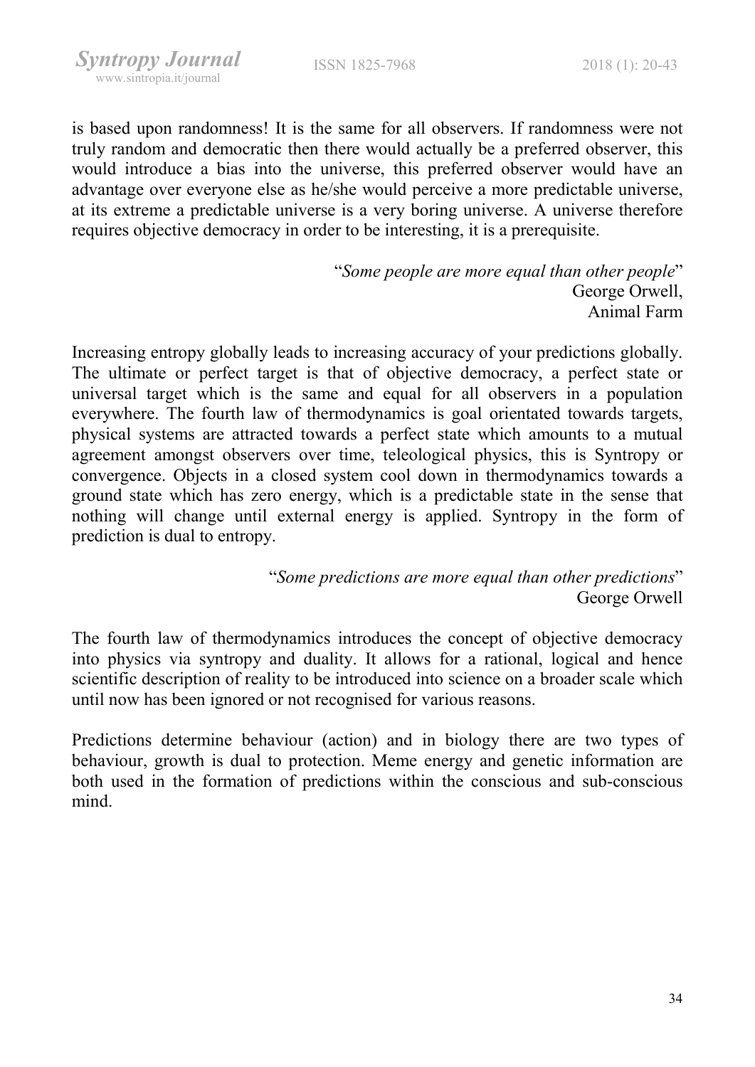is based upon randomness! It is the same for all observers. If randomness were not truly random and democratic then there would actually be a preferred observer, this would introduce a bias into the universe, this preferred observer would have an advantage over everyone else as he/she would perceive a more predictable universe, at its extreme a predictable universe is a very boring universe. A universe therefore requires objective democracy in order to be interesting, it is a prerequisite.

> "*Some people are more equal than other people*"
> George Orwell,
> Animal Farm

Increasing entropy globally leads to increasing accuracy of your predictions globally. The ultimate or perfect target is that of objective democracy, a perfect state or universal target which is the same and equal for all observers in a population everywhere. The fourth law of thermodynamics is goal orientated towards targets, physical systems are attracted towards a perfect state which amounts to a mutual agreement amongst observers over time, teleological physics, this is Syntropy or convergence. Objects in a closed system cool down in thermodynamics towards a ground state which has zero energy, which is a predictable state in the sense that nothing will change until external energy is applied. Syntropy in the form of prediction is dual to entropy.

> "*Some predictions are more equal than other predictions*"
> George Orwell

The fourth law of thermodynamics introduces the concept of objective democracy into physics via syntropy and duality. It allows for a rational, logical and hence scientific description of reality to be introduced into science on a broader scale which until now has been ignored or not recognised for various reasons.

Predictions determine behaviour (action) and in biology there are two types of behaviour, growth is dual to protection. Meme energy and genetic information are both used in the formation of predictions within the conscious and sub-conscious mind.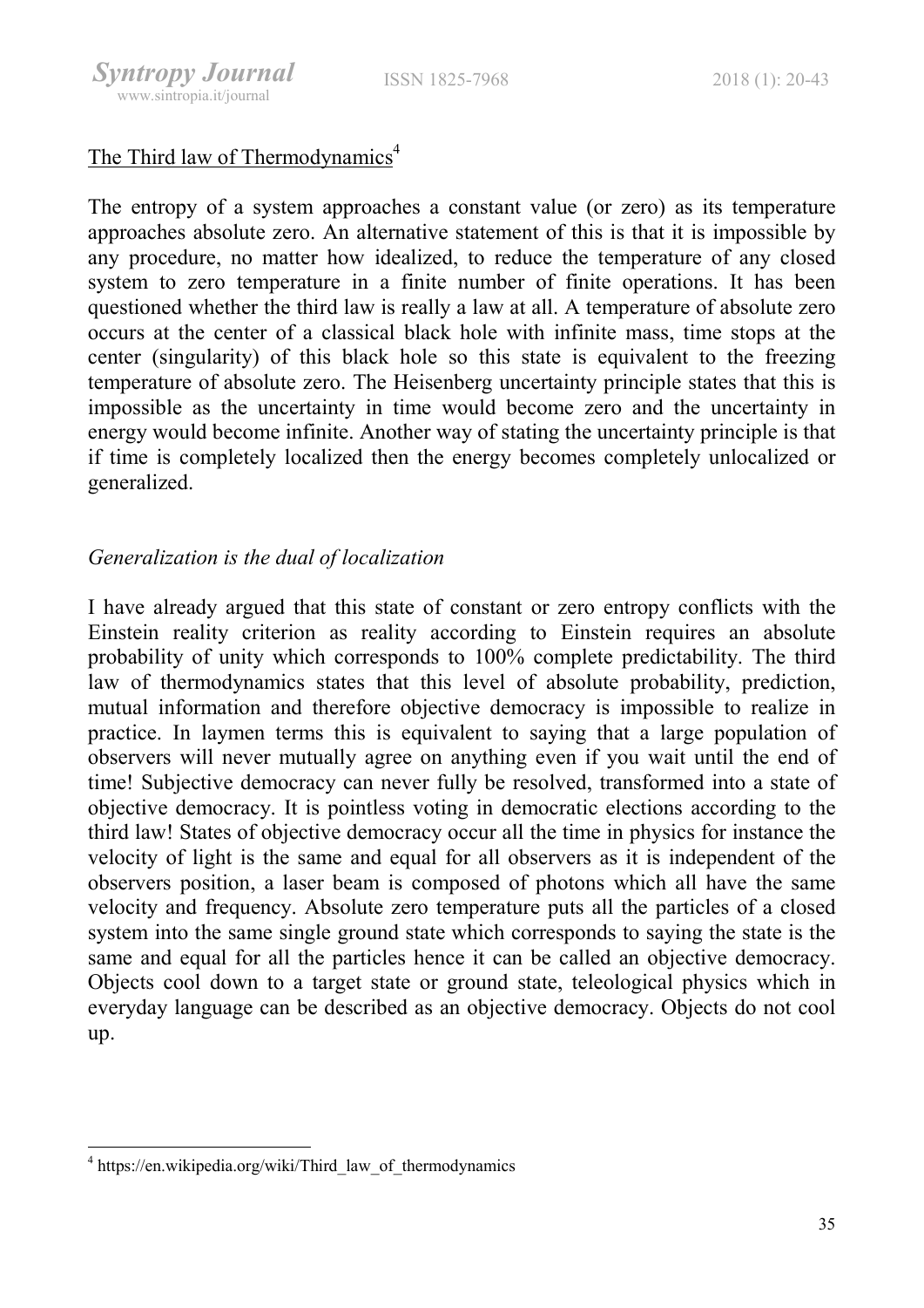The Third law of Thermodynamics[4]

The entropy of a system approaches a constant value (or zero) as its temperature approaches absolute zero. An alternative statement of this is that it is impossible by any procedure, no matter how idealized, to reduce the temperature of any closed system to zero temperature in a finite number of finite operations. It has been questioned whether the third law is really a law at all. A temperature of absolute zero occurs at the center of a classical black hole with infinite mass, time stops at the center (singularity) of this black hole so this state is equivalent to the freezing temperature of absolute zero. The Heisenberg uncertainty principle states that this is impossible as the uncertainty in time would become zero and the uncertainty in energy would become infinite. Another way of stating the uncertainty principle is that if time is completely localized then the energy becomes completely unlocalized or generalized.

*Generalization is the dual of localization*

I have already argued that this state of constant or zero entropy conflicts with the Einstein reality criterion as reality according to Einstein requires an absolute probability of unity which corresponds to 100% complete predictability. The third law of thermodynamics states that this level of absolute probability, prediction, mutual information and therefore objective democracy is impossible to realize in practice. In laymen terms this is equivalent to saying that a large population of observers will never mutually agree on anything even if you wait until the end of time! Subjective democracy can never fully be resolved, transformed into a state of objective democracy. It is pointless voting in democratic elections according to the third law! States of objective democracy occur all the time in physics for instance the velocity of light is the same and equal for all observers as it is independent of the observers position, a laser beam is composed of photons which all have the same velocity and frequency. Absolute zero temperature puts all the particles of a closed system into the same single ground state which corresponds to saying the state is the same and equal for all the particles hence it can be called an objective democracy. Objects cool down to a target state or ground state, teleological physics which in everyday language can be described as an objective democracy. Objects do not cool up.

---

[4] https://en.wikipedia.org/wiki/Third_law_of_thermodynamics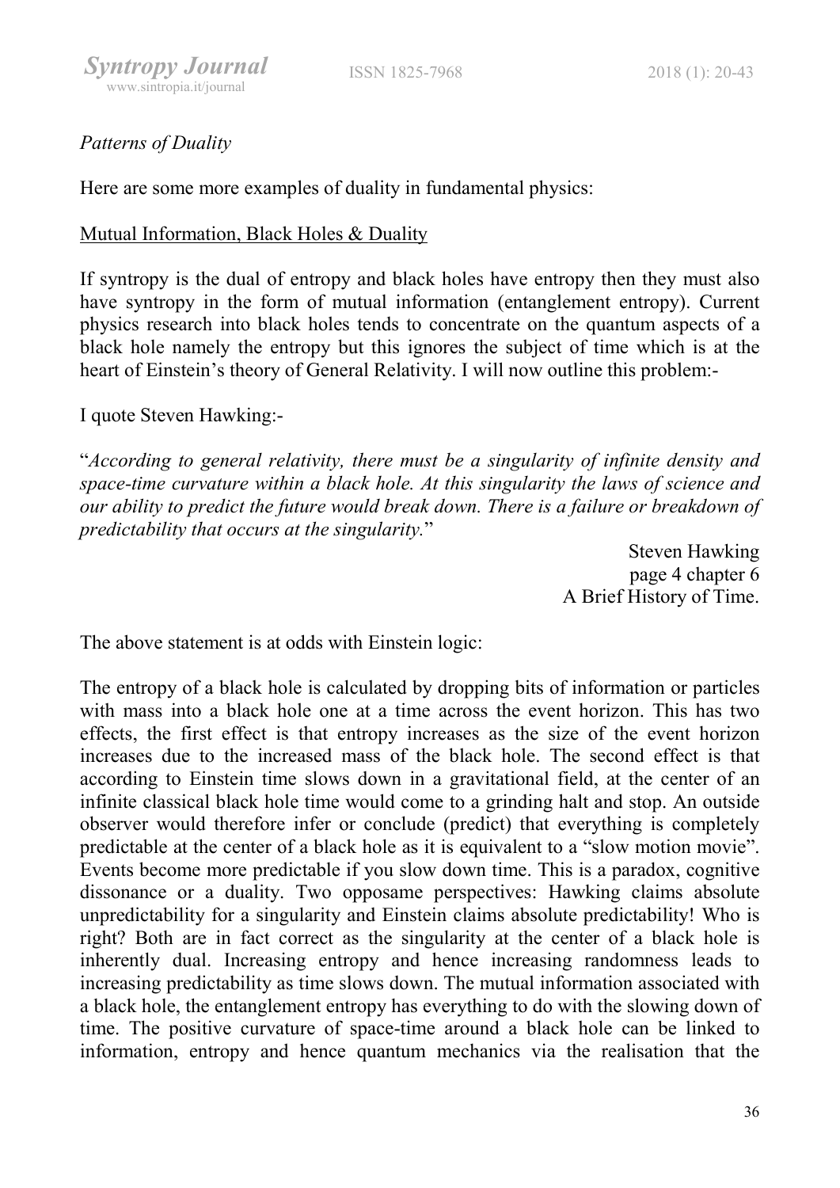*Patterns of Duality*

Here are some more examples of duality in fundamental physics:

Mutual Information, Black Holes & Duality

If syntropy is the dual of entropy and black holes have entropy then they must also have syntropy in the form of mutual information (entanglement entropy). Current physics research into black holes tends to concentrate on the quantum aspects of a black hole namely the entropy but this ignores the subject of time which is at the heart of Einstein's theory of General Relativity. I will now outline this problem:-

I quote Steven Hawking:-

"*According to general relativity, there must be a singularity of infinite density and space-time curvature within a black hole. At this singularity the laws of science and our ability to predict the future would break down. There is a failure or breakdown of predictability that occurs at the singularity.*"

Steven Hawking
page 4 chapter 6
A Brief History of Time.

The above statement is at odds with Einstein logic:

The entropy of a black hole is calculated by dropping bits of information or particles with mass into a black hole one at a time across the event horizon. This has two effects, the first effect is that entropy increases as the size of the event horizon increases due to the increased mass of the black hole. The second effect is that according to Einstein time slows down in a gravitational field, at the center of an infinite classical black hole time would come to a grinding halt and stop. An outside observer would therefore infer or conclude (predict) that everything is completely predictable at the center of a black hole as it is equivalent to a "slow motion movie". Events become more predictable if you slow down time. This is a paradox, cognitive dissonance or a duality. Two opposame perspectives: Hawking claims absolute unpredictability for a singularity and Einstein claims absolute predictability! Who is right? Both are in fact correct as the singularity at the center of a black hole is inherently dual. Increasing entropy and hence increasing randomness leads to increasing predictability as time slows down. The mutual information associated with a black hole, the entanglement entropy has everything to do with the slowing down of time. The positive curvature of space-time around a black hole can be linked to information, entropy and hence quantum mechanics via the realisation that the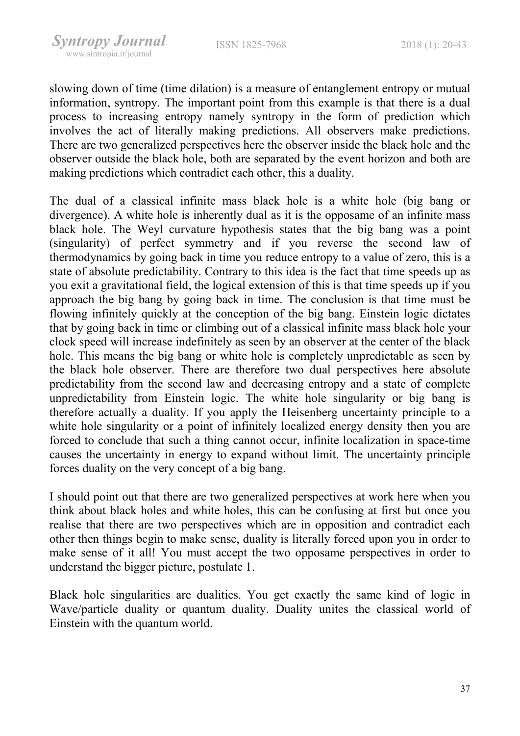slowing down of time (time dilation) is a measure of entanglement entropy or mutual information, syntropy. The important point from this example is that there is a dual process to increasing entropy namely syntropy in the form of prediction which involves the act of literally making predictions. All observers make predictions. There are two generalized perspectives here the observer inside the black hole and the observer outside the black hole, both are separated by the event horizon and both are making predictions which contradict each other, this a duality.

The dual of a classical infinite mass black hole is a white hole (big bang or divergence). A white hole is inherently dual as it is the opposame of an infinite mass black hole. The Weyl curvature hypothesis states that the big bang was a point (singularity) of perfect symmetry and if you reverse the second law of thermodynamics by going back in time you reduce entropy to a value of zero, this is a state of absolute predictability. Contrary to this idea is the fact that time speeds up as you exit a gravitational field, the logical extension of this is that time speeds up if you approach the big bang by going back in time. The conclusion is that time must be flowing infinitely quickly at the conception of the big bang. Einstein logic dictates that by going back in time or climbing out of a classical infinite mass black hole your clock speed will increase indefinitely as seen by an observer at the center of the black hole. This means the big bang or white hole is completely unpredictable as seen by the black hole observer. There are therefore two dual perspectives here absolute predictability from the second law and decreasing entropy and a state of complete unpredictability from Einstein logic. The white hole singularity or big bang is therefore actually a duality. If you apply the Heisenberg uncertainty principle to a white hole singularity or a point of infinitely localized energy density then you are forced to conclude that such a thing cannot occur, infinite localization in space-time causes the uncertainty in energy to expand without limit. The uncertainty principle forces duality on the very concept of a big bang.

I should point out that there are two generalized perspectives at work here when you think about black holes and white holes, this can be confusing at first but once you realise that there are two perspectives which are in opposition and contradict each other then things begin to make sense, duality is literally forced upon you in order to make sense of it all! You must accept the two opposame perspectives in order to understand the bigger picture, postulate 1.

Black hole singularities are dualities. You get exactly the same kind of logic in Wave/particle duality or quantum duality. Duality unites the classical world of Einstein with the quantum world.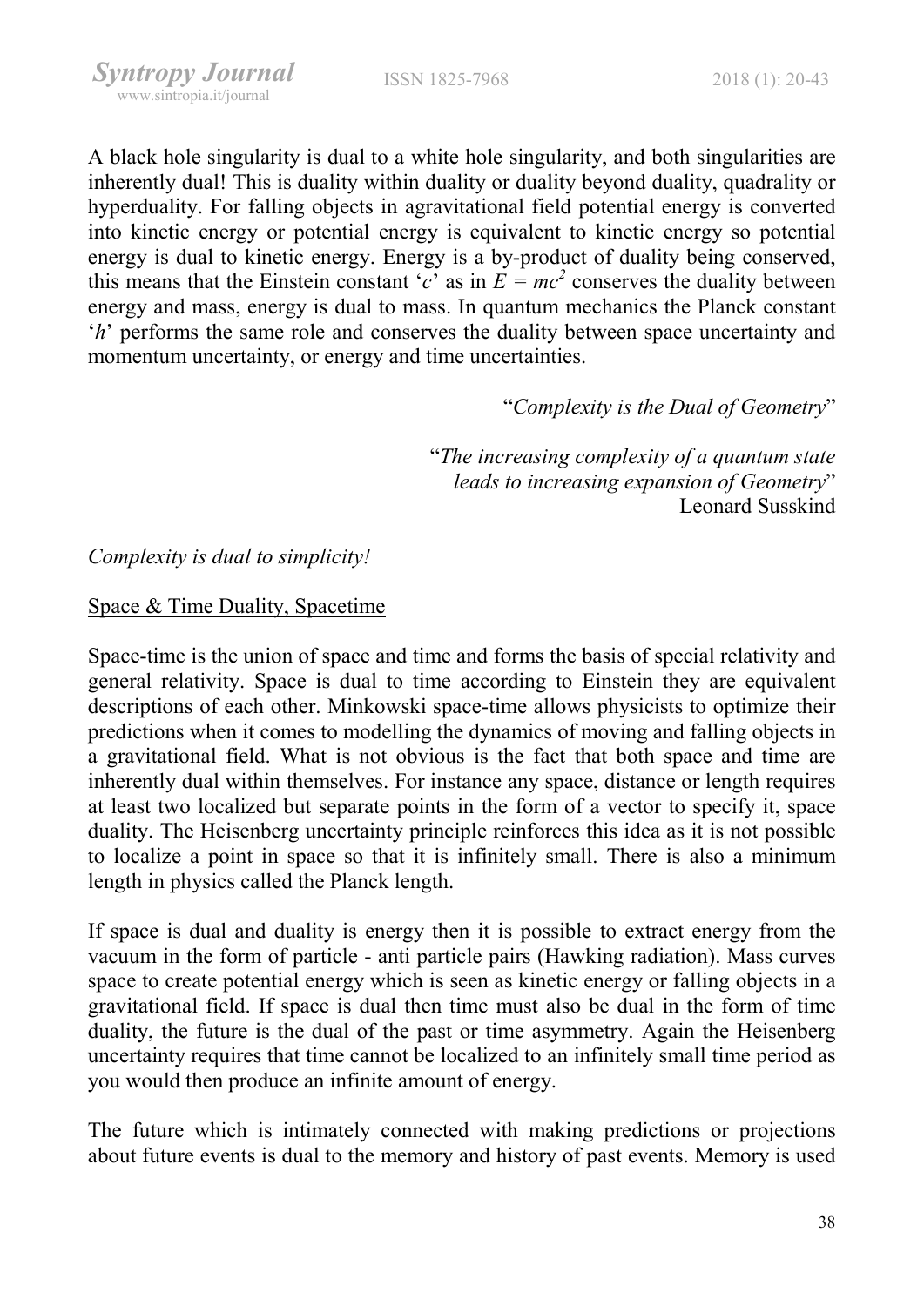A black hole singularity is dual to a white hole singularity, and both singularities are inherently dual! This is duality within duality or duality beyond duality, quadrality or hyperduality. For falling objects in agravitational field potential energy is converted into kinetic energy or potential energy is equivalent to kinetic energy so potential energy is dual to kinetic energy. Energy is a by-product of duality being conserved, this means that the Einstein constant '$c$' as in $E = mc^2$ conserves the duality between energy and mass, energy is dual to mass. In quantum mechanics the Planck constant '$h$' performs the same role and conserves the duality between space uncertainty and momentum uncertainty, or energy and time uncertainties.

"*Complexity is the Dual of Geometry*"

"*The increasing complexity of a quantum state leads to increasing expansion of Geometry*"
Leonard Susskind

*Complexity is dual to simplicity!*

Space & Time Duality, Spacetime

Space-time is the union of space and time and forms the basis of special relativity and general relativity. Space is dual to time according to Einstein they are equivalent descriptions of each other. Minkowski space-time allows physicists to optimize their predictions when it comes to modelling the dynamics of moving and falling objects in a gravitational field. What is not obvious is the fact that both space and time are inherently dual within themselves. For instance any space, distance or length requires at least two localized but separate points in the form of a vector to specify it, space duality. The Heisenberg uncertainty principle reinforces this idea as it is not possible to localize a point in space so that it is infinitely small. There is also a minimum length in physics called the Planck length.

If space is dual and duality is energy then it is possible to extract energy from the vacuum in the form of particle - anti particle pairs (Hawking radiation). Mass curves space to create potential energy which is seen as kinetic energy or falling objects in a gravitational field. If space is dual then time must also be dual in the form of time duality, the future is the dual of the past or time asymmetry. Again the Heisenberg uncertainty requires that time cannot be localized to an infinitely small time period as you would then produce an infinite amount of energy.

The future which is intimately connected with making predictions or projections about future events is dual to the memory and history of past events. Memory is used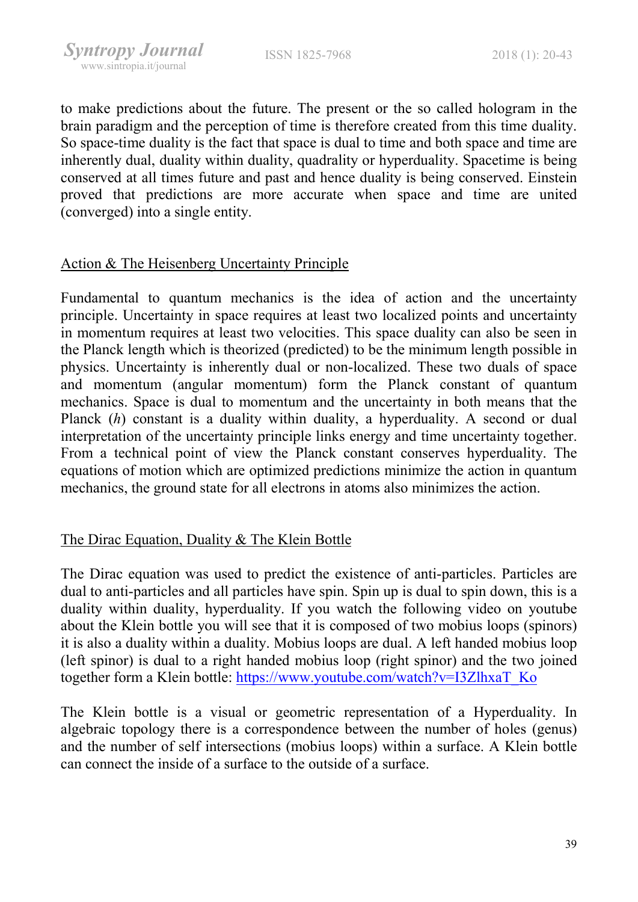to make predictions about the future. The present or the so called hologram in the brain paradigm and the perception of time is therefore created from this time duality. So space-time duality is the fact that space is dual to time and both space and time are inherently dual, duality within duality, quadrality or hyperduality. Spacetime is being conserved at all times future and past and hence duality is being conserved. Einstein proved that predictions are more accurate when space and time are united (converged) into a single entity.

## Action & The Heisenberg Uncertainty Principle

Fundamental to quantum mechanics is the idea of action and the uncertainty principle. Uncertainty in space requires at least two localized points and uncertainty in momentum requires at least two velocities. This space duality can also be seen in the Planck length which is theorized (predicted) to be the minimum length possible in physics. Uncertainty is inherently dual or non-localized. These two duals of space and momentum (angular momentum) form the Planck constant of quantum mechanics. Space is dual to momentum and the uncertainty in both means that the Planck ($h$) constant is a duality within duality, a hyperduality. A second or dual interpretation of the uncertainty principle links energy and time uncertainty together. From a technical point of view the Planck constant conserves hyperduality. The equations of motion which are optimized predictions minimize the action in quantum mechanics, the ground state for all electrons in atoms also minimizes the action.

## The Dirac Equation, Duality & The Klein Bottle

The Dirac equation was used to predict the existence of anti-particles. Particles are dual to anti-particles and all particles have spin. Spin up is dual to spin down, this is a duality within duality, hyperduality. If you watch the following video on youtube about the Klein bottle you will see that it is composed of two mobius loops (spinors) it is also a duality within a duality. Mobius loops are dual. A left handed mobius loop (left spinor) is dual to a right handed mobius loop (right spinor) and the two joined together form a Klein bottle: https://www.youtube.com/watch?v=I3ZlhxaT_Ko

The Klein bottle is a visual or geometric representation of a Hyperduality. In algebraic topology there is a correspondence between the number of holes (genus) and the number of self intersections (mobius loops) within a surface. A Klein bottle can connect the inside of a surface to the outside of a surface.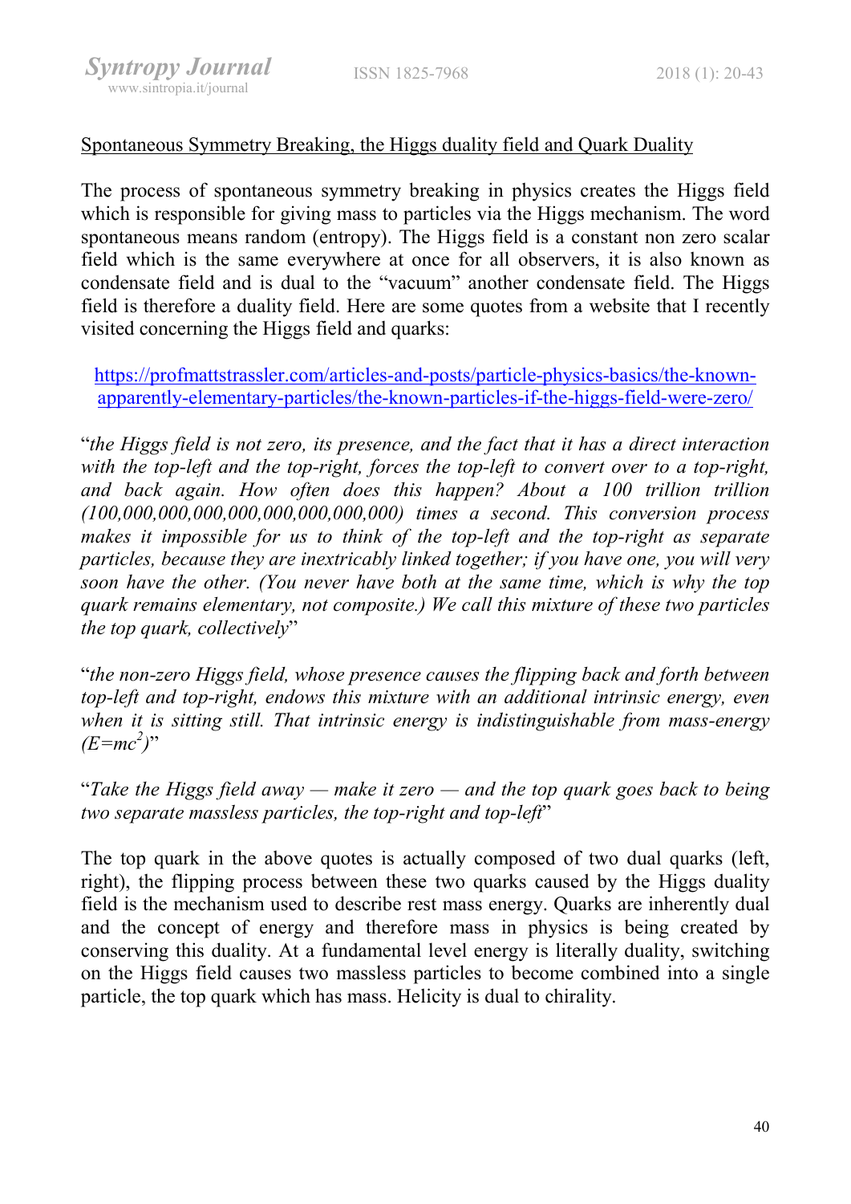## Spontaneous Symmetry Breaking, the Higgs duality field and Quark Duality

The process of spontaneous symmetry breaking in physics creates the Higgs field which is responsible for giving mass to particles via the Higgs mechanism. The word spontaneous means random (entropy). The Higgs field is a constant non zero scalar field which is the same everywhere at once for all observers, it is also known as condensate field and is dual to the "vacuum" another condensate field. The Higgs field is therefore a duality field. Here are some quotes from a website that I recently visited concerning the Higgs field and quarks:

https://profmattstrassler.com/articles-and-posts/particle-physics-basics/the-known-apparently-elementary-particles/the-known-particles-if-the-higgs-field-were-zero/

"*the Higgs field is not zero, its presence, and the fact that it has a direct interaction with the top-left and the top-right, forces the top-left to convert over to a top-right, and back again. How often does this happen? About a 100 trillion trillion (100,000,000,000,000,000,000,000) times a second. This conversion process makes it impossible for us to think of the top-left and the top-right as separate particles, because they are inextricably linked together; if you have one, you will very soon have the other. (You never have both at the same time, which is why the top quark remains elementary, not composite.) We call this mixture of these two particles the top quark, collectively*"

"*the non-zero Higgs field, whose presence causes the flipping back and forth between top-left and top-right, endows this mixture with an additional intrinsic energy, even when it is sitting still. That intrinsic energy is indistinguishable from mass-energy ($E=mc^2$)*"

"*Take the Higgs field away — make it zero — and the top quark goes back to being two separate massless particles, the top-right and top-left*"

The top quark in the above quotes is actually composed of two dual quarks (left, right), the flipping process between these two quarks caused by the Higgs duality field is the mechanism used to describe rest mass energy. Quarks are inherently dual and the concept of energy and therefore mass in physics is being created by conserving this duality. At a fundamental level energy is literally duality, switching on the Higgs field causes two massless particles to become combined into a single particle, the top quark which has mass. Helicity is dual to chirality.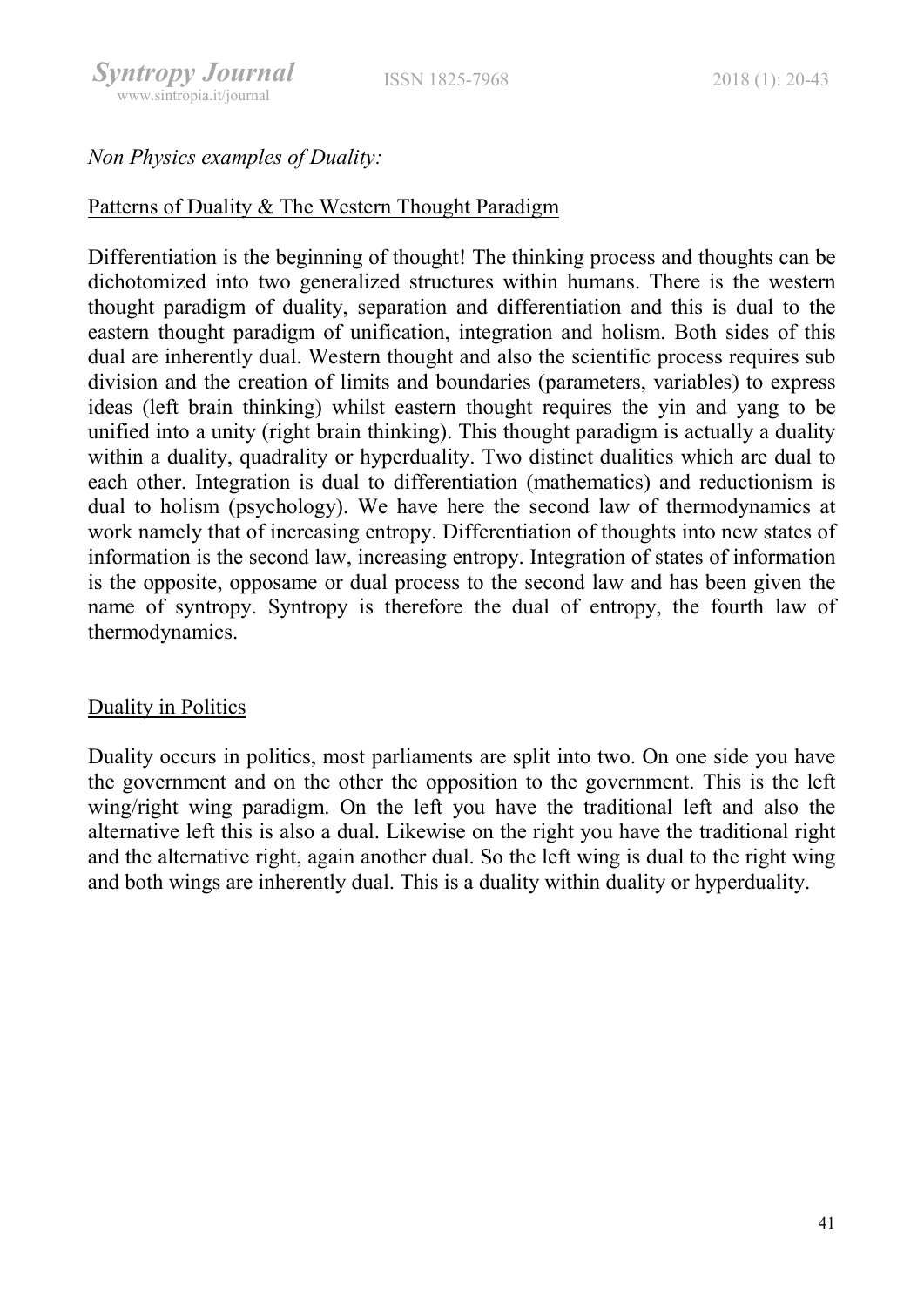*Non Physics examples of Duality:*

## Patterns of Duality & The Western Thought Paradigm

Differentiation is the beginning of thought! The thinking process and thoughts can be dichotomized into two generalized structures within humans. There is the western thought paradigm of duality, separation and differentiation and this is dual to the eastern thought paradigm of unification, integration and holism. Both sides of this dual are inherently dual. Western thought and also the scientific process requires sub division and the creation of limits and boundaries (parameters, variables) to express ideas (left brain thinking) whilst eastern thought requires the yin and yang to be unified into a unity (right brain thinking). This thought paradigm is actually a duality within a duality, quadrality or hyperduality. Two distinct dualities which are dual to each other. Integration is dual to differentiation (mathematics) and reductionism is dual to holism (psychology). We have here the second law of thermodynamics at work namely that of increasing entropy. Differentiation of thoughts into new states of information is the second law, increasing entropy. Integration of states of information is the opposite, opposame or dual process to the second law and has been given the name of syntropy. Syntropy is therefore the dual of entropy, the fourth law of thermodynamics.

## Duality in Politics

Duality occurs in politics, most parliaments are split into two. On one side you have the government and on the other the opposition to the government. This is the left wing/right wing paradigm. On the left you have the traditional left and also the alternative left this is also a dual. Likewise on the right you have the traditional right and the alternative right, again another dual. So the left wing is dual to the right wing and both wings are inherently dual. This is a duality within duality or hyperduality.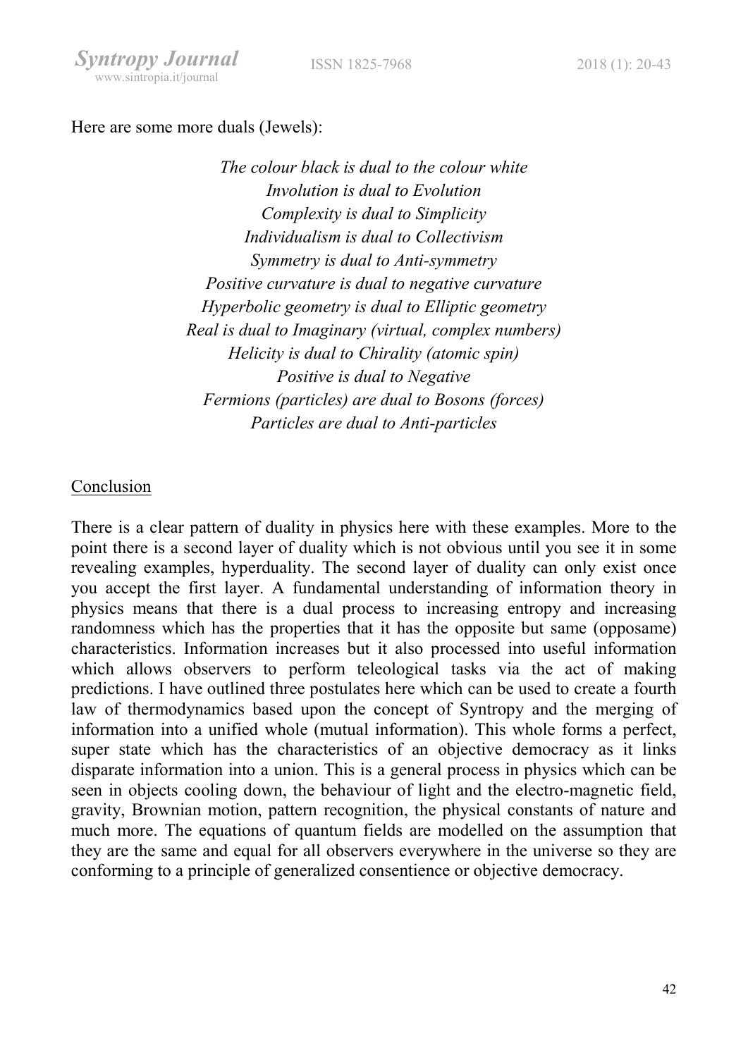Here are some more duals (Jewels):

*The colour black is dual to the colour white*
*Involution is dual to Evolution*
*Complexity is dual to Simplicity*
*Individualism is dual to Collectivism*
*Symmetry is dual to Anti-symmetry*
*Positive curvature is dual to negative curvature*
*Hyperbolic geometry is dual to Elliptic geometry*
*Real is dual to Imaginary (virtual, complex numbers)*
*Helicity is dual to Chirality (atomic spin)*
*Positive is dual to Negative*
*Fermions (particles) are dual to Bosons (forces)*
*Particles are dual to Anti-particles*

## Conclusion

There is a clear pattern of duality in physics here with these examples. More to the point there is a second layer of duality which is not obvious until you see it in some revealing examples, hyperduality. The second layer of duality can only exist once you accept the first layer. A fundamental understanding of information theory in physics means that there is a dual process to increasing entropy and increasing randomness which has the properties that it has the opposite but same (opposame) characteristics. Information increases but it also processed into useful information which allows observers to perform teleological tasks via the act of making predictions. I have outlined three postulates here which can be used to create a fourth law of thermodynamics based upon the concept of Syntropy and the merging of information into a unified whole (mutual information). This whole forms a perfect, super state which has the characteristics of an objective democracy as it links disparate information into a union. This is a general process in physics which can be seen in objects cooling down, the behaviour of light and the electro-magnetic field, gravity, Brownian motion, pattern recognition, the physical constants of nature and much more. The equations of quantum fields are modelled on the assumption that they are the same and equal for all observers everywhere in the universe so they are conforming to a principle of generalized consentience or objective democracy.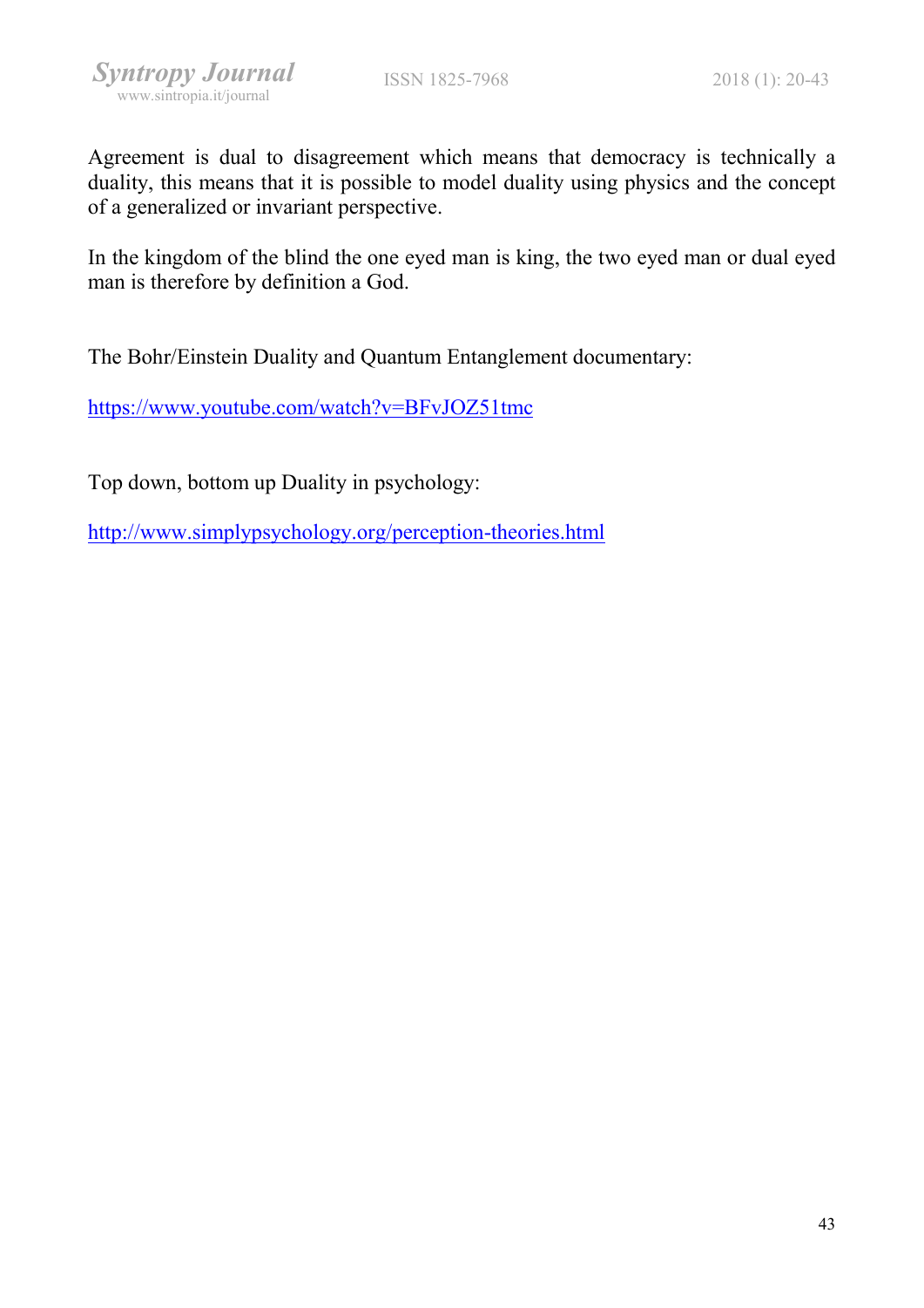Agreement is dual to disagreement which means that democracy is technically a duality, this means that it is possible to model duality using physics and the concept of a generalized or invariant perspective.

In the kingdom of the blind the one eyed man is king, the two eyed man or dual eyed man is therefore by definition a God.

The Bohr/Einstein Duality and Quantum Entanglement documentary:

https://www.youtube.com/watch?v=BFvJOZ51tmc

Top down, bottom up Duality in psychology:

http://www.simplypsychology.org/perception-theories.html